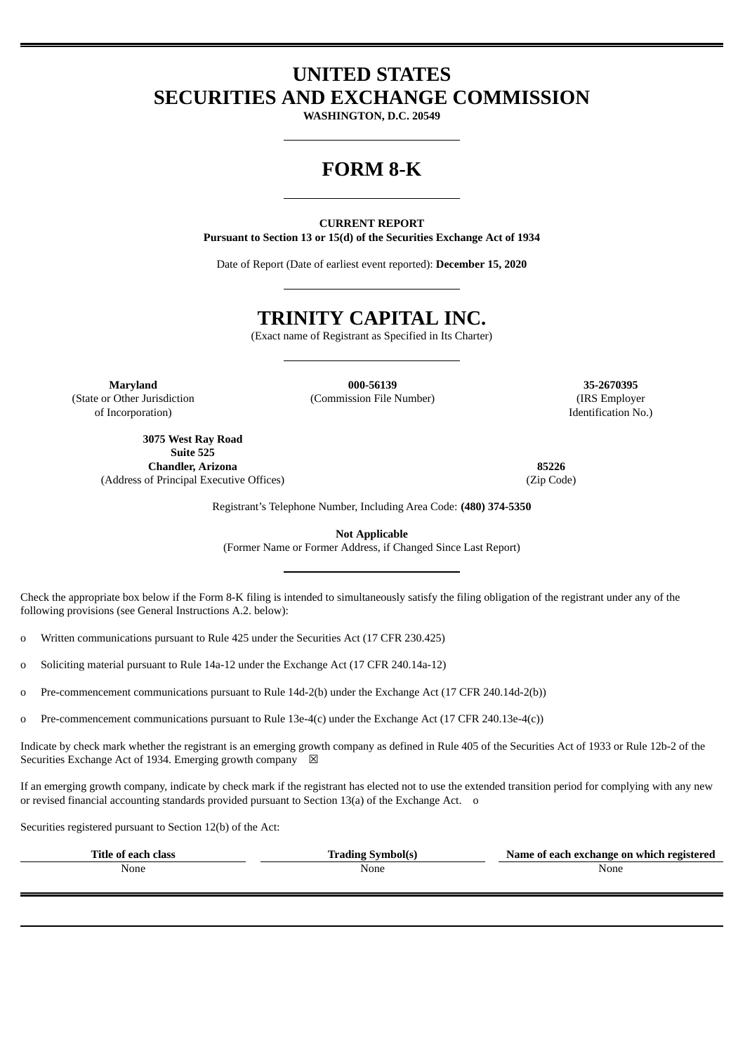# UNITED STATES
# SECURITIES AND EXCHANGE COMMISSION

**WASHINGTON, D.C. 20549**

# FORM 8-K

**CURRENT REPORT**
**Pursuant to Section 13 or 15(d) of the Securities Exchange Act of 1934**

Date of Report (Date of earliest event reported): **December 15, 2020**

# TRINITY CAPITAL INC.

(Exact name of Registrant as Specified in Its Charter)

| **Maryland** | **000-56139** | **35-2670395** |
|---|---|---|
| (State or Other Jurisdiction of Incorporation) | (Commission File Number) | (IRS Employer Identification No.) |

| **3075 West Ray Road Suite 525 Chandler, Arizona** | **85226** |
|---|---|
| (Address of Principal Executive Offices) | (Zip Code) |

Registrant's Telephone Number, Including Area Code: **(480) 374-5350**

**Not Applicable**
(Former Name or Former Address, if Changed Since Last Report)

Check the appropriate box below if the Form 8-K filing is intended to simultaneously satisfy the filing obligation of the registrant under any of the following provisions (see General Instructions A.2. below):

o Written communications pursuant to Rule 425 under the Securities Act (17 CFR 230.425)

o Soliciting material pursuant to Rule 14a-12 under the Exchange Act (17 CFR 240.14a-12)

o Pre-commencement communications pursuant to Rule 14d-2(b) under the Exchange Act (17 CFR 240.14d-2(b))

o Pre-commencement communications pursuant to Rule 13e-4(c) under the Exchange Act (17 CFR 240.13e-4(c))

Indicate by check mark whether the registrant is an emerging growth company as defined in Rule 405 of the Securities Act of 1933 or Rule 12b-2 of the Securities Exchange Act of 1934. Emerging growth company ☒

If an emerging growth company, indicate by check mark if the registrant has elected not to use the extended transition period for complying with any new or revised financial accounting standards provided pursuant to Section 13(a) of the Exchange Act. o

Securities registered pursuant to Section 12(b) of the Act:

| Title of each class | Trading Symbol(s) | Name of each exchange on which registered |
|---|---|---|
| None | None | None |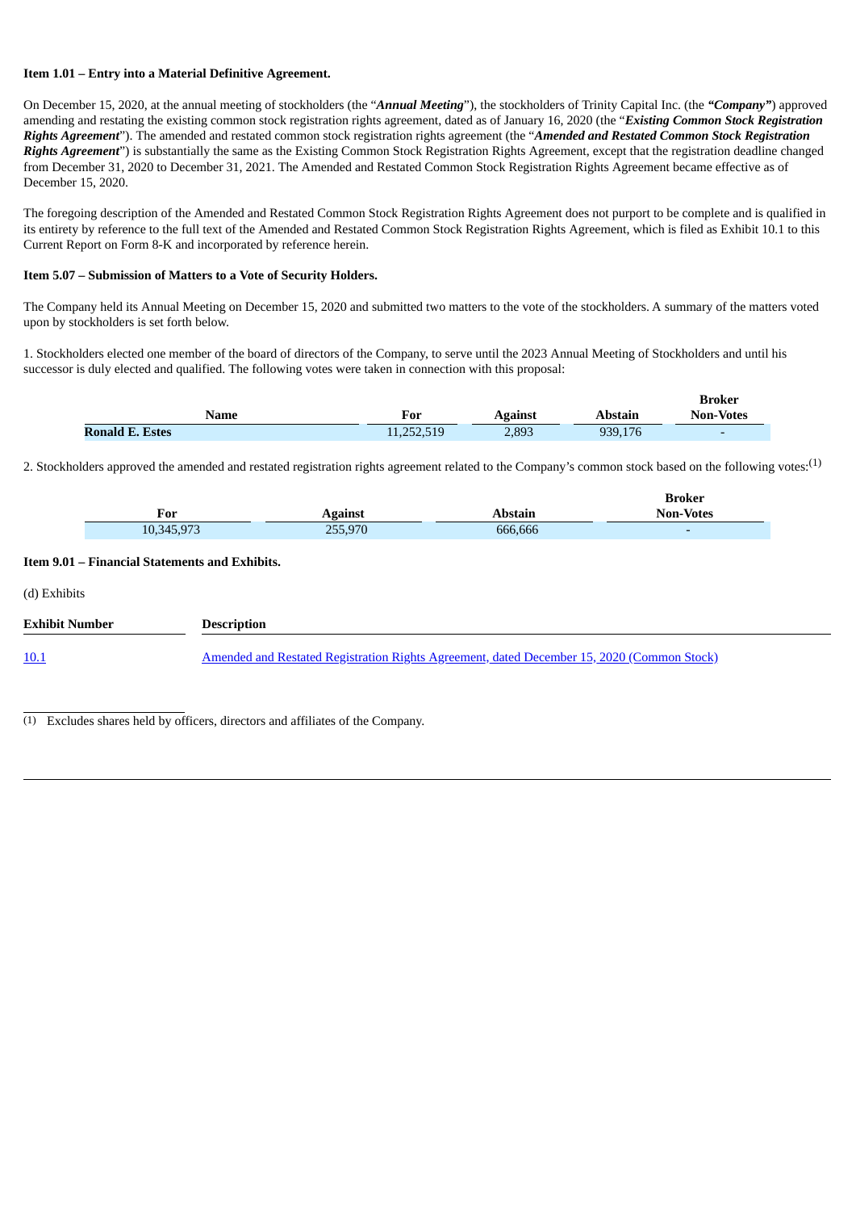**Item 1.01 – Entry into a Material Definitive Agreement.**

On December 15, 2020, at the annual meeting of stockholders (the "***Annual Meeting***"), the stockholders of Trinity Capital Inc. (the ***"Company"***) approved amending and restating the existing common stock registration rights agreement, dated as of January 16, 2020 (the "***Existing Common Stock Registration Rights Agreement***"). The amended and restated common stock registration rights agreement (the "***Amended and Restated Common Stock Registration Rights Agreement***") is substantially the same as the Existing Common Stock Registration Rights Agreement, except that the registration deadline changed from December 31, 2020 to December 31, 2021. The Amended and Restated Common Stock Registration Rights Agreement became effective as of December 15, 2020.

The foregoing description of the Amended and Restated Common Stock Registration Rights Agreement does not purport to be complete and is qualified in its entirety by reference to the full text of the Amended and Restated Common Stock Registration Rights Agreement, which is filed as Exhibit 10.1 to this Current Report on Form 8-K and incorporated by reference herein.

**Item 5.07 – Submission of Matters to a Vote of Security Holders.**

The Company held its Annual Meeting on December 15, 2020 and submitted two matters to the vote of the stockholders. A summary of the matters voted upon by stockholders is set forth below.

1. Stockholders elected one member of the board of directors of the Company, to serve until the 2023 Annual Meeting of Stockholders and until his successor is duly elected and qualified. The following votes were taken in connection with this proposal:

| Name | For | Against | Abstain | Broker Non-Votes |
|---|---|---|---|---|
| **Ronald E. Estes** | 11,252,519 | 2,893 | 939,176 | - |

2. Stockholders approved the amended and restated registration rights agreement related to the Company's common stock based on the following votes:[1]

| For | Against | Abstain | Broker Non-Votes |
|---|---|---|---|
| 10,345,973 | 255,970 | 666,666 | - |

**Item 9.01 – Financial Statements and Exhibits.**

(d) Exhibits

| Exhibit Number | Description |
|---|---|
| 10.1 | Amended and Restated Registration Rights Agreement, dated December 15, 2020 (Common Stock) |

(1) Excludes shares held by officers, directors and affiliates of the Company.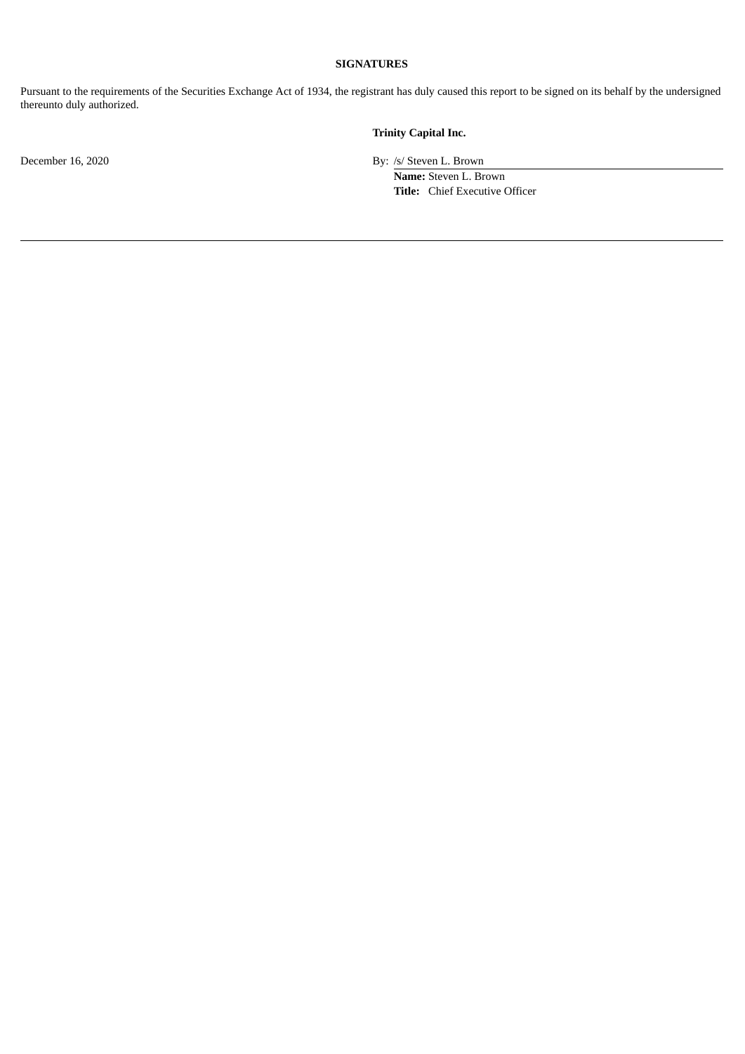**SIGNATURES**

Pursuant to the requirements of the Securities Exchange Act of 1934, the registrant has duly caused this report to be signed on its behalf by the undersigned thereunto duly authorized.

**Trinity Capital Inc.**

December 16, 2020

By: /s/ Steven L. Brown

**Name:** Steven L. Brown

**Title:** Chief Executive Officer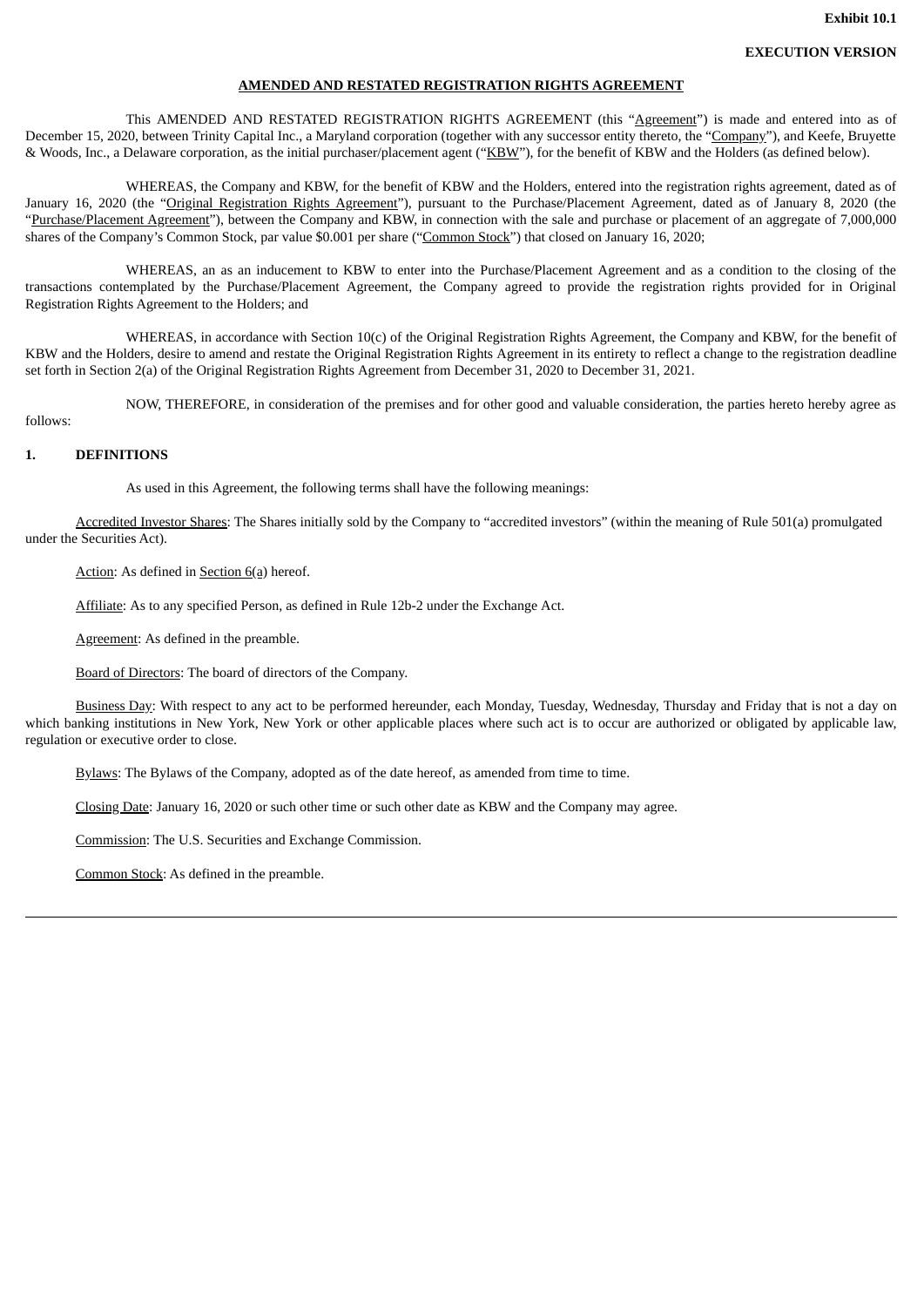**Exhibit 10.1**

**EXECUTION VERSION**

**AMENDED AND RESTATED REGISTRATION RIGHTS AGREEMENT**

This AMENDED AND RESTATED REGISTRATION RIGHTS AGREEMENT (this "Agreement") is made and entered into as of December 15, 2020, between Trinity Capital Inc., a Maryland corporation (together with any successor entity thereto, the "Company"), and Keefe, Bruyette & Woods, Inc., a Delaware corporation, as the initial purchaser/placement agent ("KBW"), for the benefit of KBW and the Holders (as defined below).

WHEREAS, the Company and KBW, for the benefit of KBW and the Holders, entered into the registration rights agreement, dated as of January 16, 2020 (the "Original Registration Rights Agreement"), pursuant to the Purchase/Placement Agreement, dated as of January 8, 2020 (the "Purchase/Placement Agreement"), between the Company and KBW, in connection with the sale and purchase or placement of an aggregate of 7,000,000 shares of the Company's Common Stock, par value $0.001 per share ("Common Stock") that closed on January 16, 2020;

WHEREAS, an as an inducement to KBW to enter into the Purchase/Placement Agreement and as a condition to the closing of the transactions contemplated by the Purchase/Placement Agreement, the Company agreed to provide the registration rights provided for in Original Registration Rights Agreement to the Holders; and

WHEREAS, in accordance with Section 10(c) of the Original Registration Rights Agreement, the Company and KBW, for the benefit of KBW and the Holders, desire to amend and restate the Original Registration Rights Agreement in its entirety to reflect a change to the registration deadline set forth in Section 2(a) of the Original Registration Rights Agreement from December 31, 2020 to December 31, 2021.

NOW, THEREFORE, in consideration of the premises and for other good and valuable consideration, the parties hereto hereby agree as follows:

## 1. DEFINITIONS

As used in this Agreement, the following terms shall have the following meanings:

Accredited Investor Shares: The Shares initially sold by the Company to "accredited investors" (within the meaning of Rule 501(a) promulgated under the Securities Act).

Action: As defined in Section 6(a) hereof.

Affiliate: As to any specified Person, as defined in Rule 12b-2 under the Exchange Act.

Agreement: As defined in the preamble.

Board of Directors: The board of directors of the Company.

Business Day: With respect to any act to be performed hereunder, each Monday, Tuesday, Wednesday, Thursday and Friday that is not a day on which banking institutions in New York, New York or other applicable places where such act is to occur are authorized or obligated by applicable law, regulation or executive order to close.

Bylaws: The Bylaws of the Company, adopted as of the date hereof, as amended from time to time.

Closing Date: January 16, 2020 or such other time or such other date as KBW and the Company may agree.

Commission: The U.S. Securities and Exchange Commission.

Common Stock: As defined in the preamble.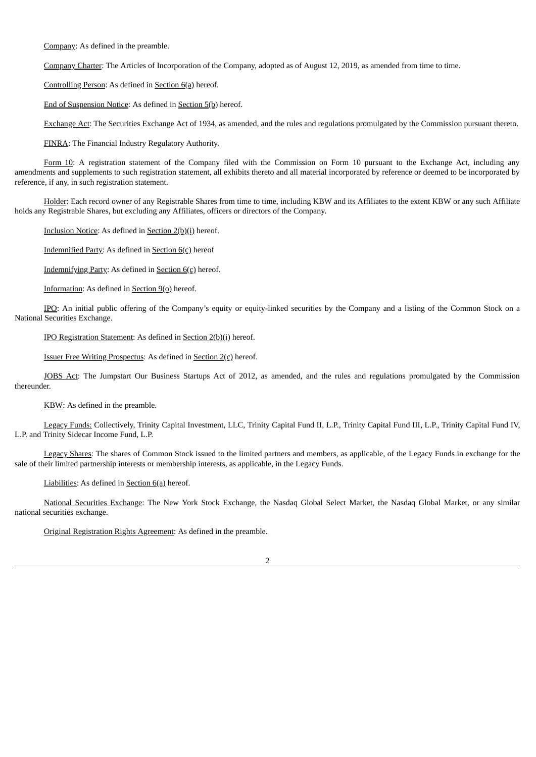Company: As defined in the preamble.

Company Charter: The Articles of Incorporation of the Company, adopted as of August 12, 2019, as amended from time to time.

Controlling Person: As defined in Section 6(a) hereof.

End of Suspension Notice: As defined in Section 5(b) hereof.

Exchange Act: The Securities Exchange Act of 1934, as amended, and the rules and regulations promulgated by the Commission pursuant thereto.

FINRA: The Financial Industry Regulatory Authority.

Form 10: A registration statement of the Company filed with the Commission on Form 10 pursuant to the Exchange Act, including any amendments and supplements to such registration statement, all exhibits thereto and all material incorporated by reference or deemed to be incorporated by reference, if any, in such registration statement.

Holder: Each record owner of any Registrable Shares from time to time, including KBW and its Affiliates to the extent KBW or any such Affiliate holds any Registrable Shares, but excluding any Affiliates, officers or directors of the Company.

Inclusion Notice: As defined in Section 2(b)(i) hereof.

Indemnified Party: As defined in Section 6(c) hereof

Indemnifying Party: As defined in Section 6(c) hereof.

Information: As defined in Section 9(o) hereof.

IPO: An initial public offering of the Company's equity or equity-linked securities by the Company and a listing of the Common Stock on a National Securities Exchange.

IPO Registration Statement: As defined in Section 2(b)(i) hereof.

Issuer Free Writing Prospectus: As defined in Section 2(c) hereof.

JOBS Act: The Jumpstart Our Business Startups Act of 2012, as amended, and the rules and regulations promulgated by the Commission thereunder.

KBW: As defined in the preamble.

Legacy Funds: Collectively, Trinity Capital Investment, LLC, Trinity Capital Fund II, L.P., Trinity Capital Fund III, L.P., Trinity Capital Fund IV, L.P. and Trinity Sidecar Income Fund, L.P.

Legacy Shares: The shares of Common Stock issued to the limited partners and members, as applicable, of the Legacy Funds in exchange for the sale of their limited partnership interests or membership interests, as applicable, in the Legacy Funds.

Liabilities: As defined in Section 6(a) hereof.

National Securities Exchange: The New York Stock Exchange, the Nasdaq Global Select Market, the Nasdaq Global Market, or any similar national securities exchange.

Original Registration Rights Agreement: As defined in the preamble.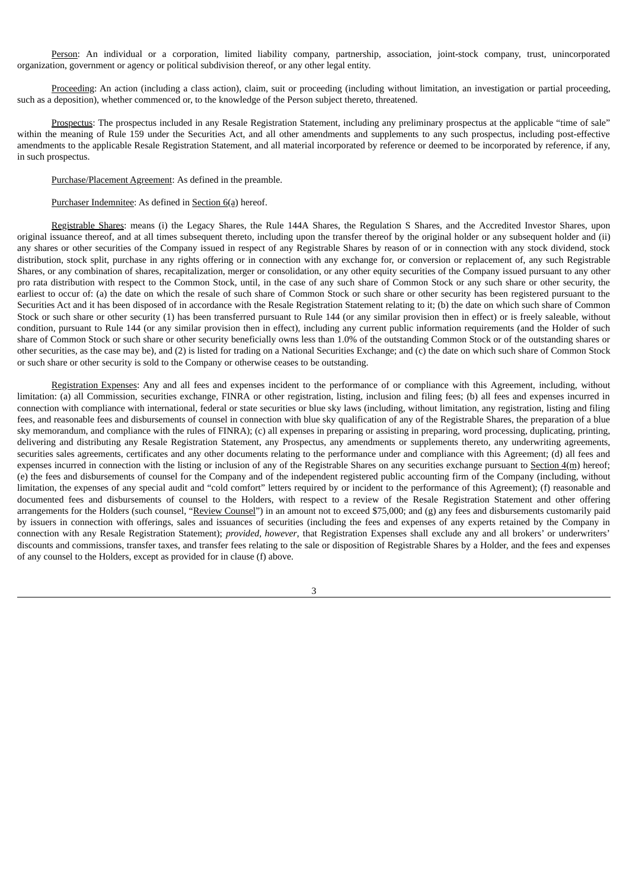Person: An individual or a corporation, limited liability company, partnership, association, joint-stock company, trust, unincorporated organization, government or agency or political subdivision thereof, or any other legal entity.

Proceeding: An action (including a class action), claim, suit or proceeding (including without limitation, an investigation or partial proceeding, such as a deposition), whether commenced or, to the knowledge of the Person subject thereto, threatened.

Prospectus: The prospectus included in any Resale Registration Statement, including any preliminary prospectus at the applicable "time of sale" within the meaning of Rule 159 under the Securities Act, and all other amendments and supplements to any such prospectus, including post-effective amendments to the applicable Resale Registration Statement, and all material incorporated by reference or deemed to be incorporated by reference, if any, in such prospectus.

Purchase/Placement Agreement: As defined in the preamble.

Purchaser Indemnitee: As defined in Section 6(a) hereof.

Registrable Shares: means (i) the Legacy Shares, the Rule 144A Shares, the Regulation S Shares, and the Accredited Investor Shares, upon original issuance thereof, and at all times subsequent thereto, including upon the transfer thereof by the original holder or any subsequent holder and (ii) any shares or other securities of the Company issued in respect of any Registrable Shares by reason of or in connection with any stock dividend, stock distribution, stock split, purchase in any rights offering or in connection with any exchange for, or conversion or replacement of, any such Registrable Shares, or any combination of shares, recapitalization, merger or consolidation, or any other equity securities of the Company issued pursuant to any other pro rata distribution with respect to the Common Stock, until, in the case of any such share of Common Stock or any such share or other security, the earliest to occur of: (a) the date on which the resale of such share of Common Stock or such share or other security has been registered pursuant to the Securities Act and it has been disposed of in accordance with the Resale Registration Statement relating to it; (b) the date on which such share of Common Stock or such share or other security (1) has been transferred pursuant to Rule 144 (or any similar provision then in effect) or is freely saleable, without condition, pursuant to Rule 144 (or any similar provision then in effect), including any current public information requirements (and the Holder of such share of Common Stock or such share or other security beneficially owns less than 1.0% of the outstanding Common Stock or of the outstanding shares or other securities, as the case may be), and (2) is listed for trading on a National Securities Exchange; and (c) the date on which such share of Common Stock or such share or other security is sold to the Company or otherwise ceases to be outstanding.

Registration Expenses: Any and all fees and expenses incident to the performance of or compliance with this Agreement, including, without limitation: (a) all Commission, securities exchange, FINRA or other registration, listing, inclusion and filing fees; (b) all fees and expenses incurred in connection with compliance with international, federal or state securities or blue sky laws (including, without limitation, any registration, listing and filing fees, and reasonable fees and disbursements of counsel in connection with blue sky qualification of any of the Registrable Shares, the preparation of a blue sky memorandum, and compliance with the rules of FINRA); (c) all expenses in preparing or assisting in preparing, word processing, duplicating, printing, delivering and distributing any Resale Registration Statement, any Prospectus, any amendments or supplements thereto, any underwriting agreements, securities sales agreements, certificates and any other documents relating to the performance under and compliance with this Agreement; (d) all fees and expenses incurred in connection with the listing or inclusion of any of the Registrable Shares on any securities exchange pursuant to Section 4(m) hereof; (e) the fees and disbursements of counsel for the Company and of the independent registered public accounting firm of the Company (including, without limitation, the expenses of any special audit and "cold comfort" letters required by or incident to the performance of this Agreement); (f) reasonable and documented fees and disbursements of counsel to the Holders, with respect to a review of the Resale Registration Statement and other offering arrangements for the Holders (such counsel, "Review Counsel") in an amount not to exceed $75,000; and (g) any fees and disbursements customarily paid by issuers in connection with offerings, sales and issuances of securities (including the fees and expenses of any experts retained by the Company in connection with any Resale Registration Statement); *provided, however*, that Registration Expenses shall exclude any and all brokers' or underwriters' discounts and commissions, transfer taxes, and transfer fees relating to the sale or disposition of Registrable Shares by a Holder, and the fees and expenses of any counsel to the Holders, except as provided for in clause (f) above.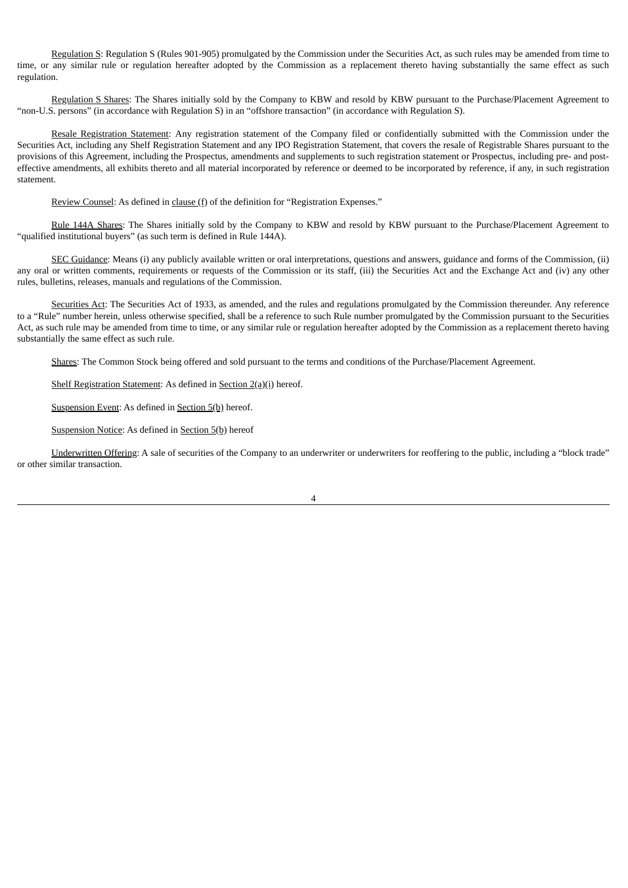Regulation S: Regulation S (Rules 901-905) promulgated by the Commission under the Securities Act, as such rules may be amended from time to time, or any similar rule or regulation hereafter adopted by the Commission as a replacement thereto having substantially the same effect as such regulation.

Regulation S Shares: The Shares initially sold by the Company to KBW and resold by KBW pursuant to the Purchase/Placement Agreement to "non-U.S. persons" (in accordance with Regulation S) in an "offshore transaction" (in accordance with Regulation S).

Resale Registration Statement: Any registration statement of the Company filed or confidentially submitted with the Commission under the Securities Act, including any Shelf Registration Statement and any IPO Registration Statement, that covers the resale of Registrable Shares pursuant to the provisions of this Agreement, including the Prospectus, amendments and supplements to such registration statement or Prospectus, including pre- and post-effective amendments, all exhibits thereto and all material incorporated by reference or deemed to be incorporated by reference, if any, in such registration statement.

Review Counsel: As defined in clause (f) of the definition for "Registration Expenses."

Rule 144A Shares: The Shares initially sold by the Company to KBW and resold by KBW pursuant to the Purchase/Placement Agreement to "qualified institutional buyers" (as such term is defined in Rule 144A).

SEC Guidance: Means (i) any publicly available written or oral interpretations, questions and answers, guidance and forms of the Commission, (ii) any oral or written comments, requirements or requests of the Commission or its staff, (iii) the Securities Act and the Exchange Act and (iv) any other rules, bulletins, releases, manuals and regulations of the Commission.

Securities Act: The Securities Act of 1933, as amended, and the rules and regulations promulgated by the Commission thereunder. Any reference to a "Rule" number herein, unless otherwise specified, shall be a reference to such Rule number promulgated by the Commission pursuant to the Securities Act, as such rule may be amended from time to time, or any similar rule or regulation hereafter adopted by the Commission as a replacement thereto having substantially the same effect as such rule.

Shares: The Common Stock being offered and sold pursuant to the terms and conditions of the Purchase/Placement Agreement.

Shelf Registration Statement: As defined in Section 2(a)(i) hereof.

Suspension Event: As defined in Section 5(b) hereof.

Suspension Notice: As defined in Section 5(b) hereof

Underwritten Offering: A sale of securities of the Company to an underwriter or underwriters for reoffering to the public, including a "block trade" or other similar transaction.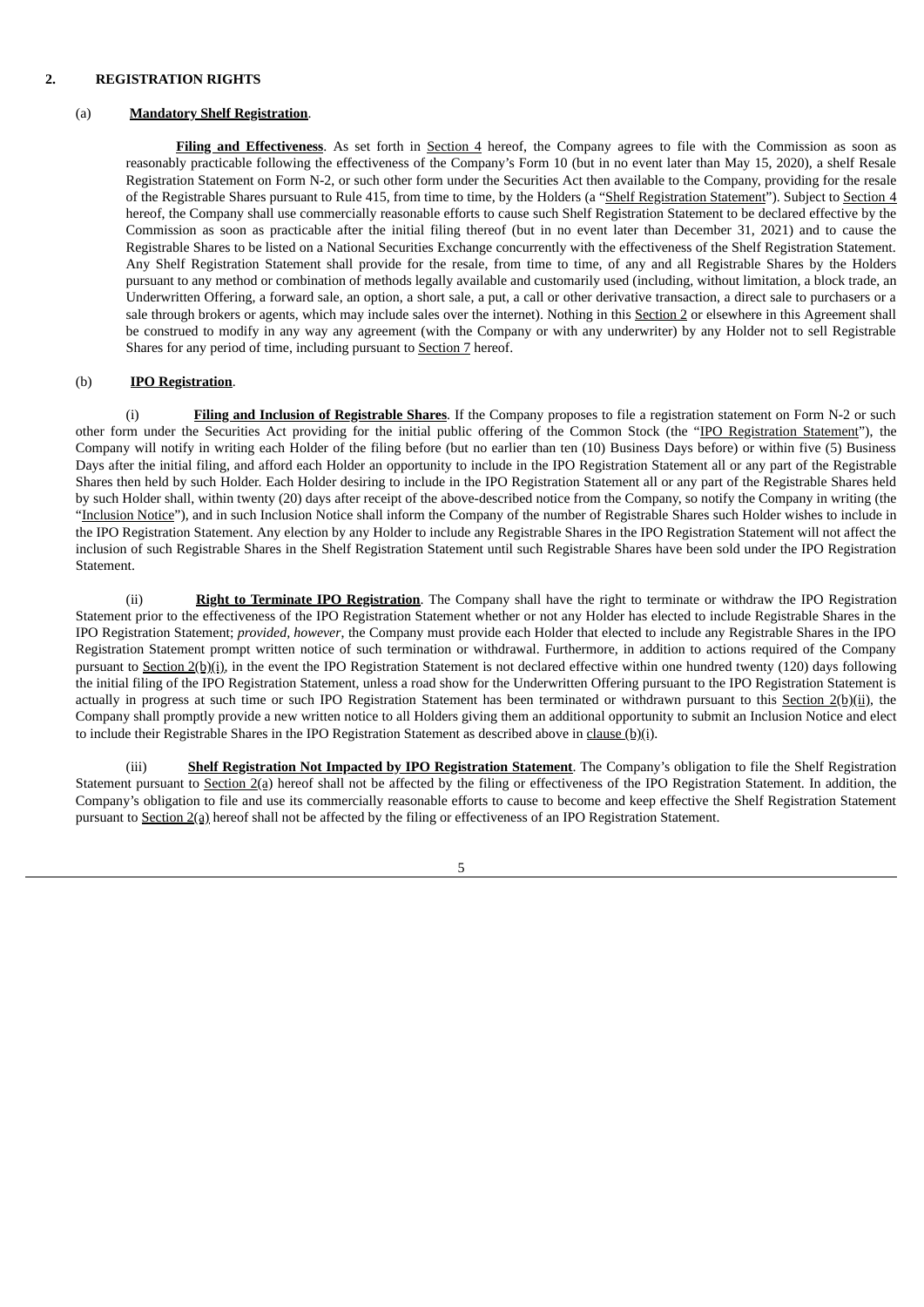## 2. REGISTRATION RIGHTS

### (a) **Mandatory Shelf Registration**.

**Filing and Effectiveness**. As set forth in Section 4 hereof, the Company agrees to file with the Commission as soon as reasonably practicable following the effectiveness of the Company's Form 10 (but in no event later than May 15, 2020), a shelf Resale Registration Statement on Form N-2, or such other form under the Securities Act then available to the Company, providing for the resale of the Registrable Shares pursuant to Rule 415, from time to time, by the Holders (a "Shelf Registration Statement"). Subject to Section 4 hereof, the Company shall use commercially reasonable efforts to cause such Shelf Registration Statement to be declared effective by the Commission as soon as practicable after the initial filing thereof (but in no event later than December 31, 2021) and to cause the Registrable Shares to be listed on a National Securities Exchange concurrently with the effectiveness of the Shelf Registration Statement. Any Shelf Registration Statement shall provide for the resale, from time to time, of any and all Registrable Shares by the Holders pursuant to any method or combination of methods legally available and customarily used (including, without limitation, a block trade, an Underwritten Offering, a forward sale, an option, a short sale, a put, a call or other derivative transaction, a direct sale to purchasers or a sale through brokers or agents, which may include sales over the internet). Nothing in this Section 2 or elsewhere in this Agreement shall be construed to modify in any way any agreement (with the Company or with any underwriter) by any Holder not to sell Registrable Shares for any period of time, including pursuant to Section 7 hereof.

### (b) **IPO Registration**.

(i) **Filing and Inclusion of Registrable Shares**. If the Company proposes to file a registration statement on Form N-2 or such other form under the Securities Act providing for the initial public offering of the Common Stock (the "IPO Registration Statement"), the Company will notify in writing each Holder of the filing before (but no earlier than ten (10) Business Days before) or within five (5) Business Days after the initial filing, and afford each Holder an opportunity to include in the IPO Registration Statement all or any part of the Registrable Shares then held by such Holder. Each Holder desiring to include in the IPO Registration Statement all or any part of the Registrable Shares held by such Holder shall, within twenty (20) days after receipt of the above-described notice from the Company, so notify the Company in writing (the "Inclusion Notice"), and in such Inclusion Notice shall inform the Company of the number of Registrable Shares such Holder wishes to include in the IPO Registration Statement. Any election by any Holder to include any Registrable Shares in the IPO Registration Statement will not affect the inclusion of such Registrable Shares in the Shelf Registration Statement until such Registrable Shares have been sold under the IPO Registration Statement.

(ii) **Right to Terminate IPO Registration**. The Company shall have the right to terminate or withdraw the IPO Registration Statement prior to the effectiveness of the IPO Registration Statement whether or not any Holder has elected to include Registrable Shares in the IPO Registration Statement; *provided, however*, the Company must provide each Holder that elected to include any Registrable Shares in the IPO Registration Statement prompt written notice of such termination or withdrawal. Furthermore, in addition to actions required of the Company pursuant to Section 2(b)(i), in the event the IPO Registration Statement is not declared effective within one hundred twenty (120) days following the initial filing of the IPO Registration Statement, unless a road show for the Underwritten Offering pursuant to the IPO Registration Statement is actually in progress at such time or such IPO Registration Statement has been terminated or withdrawn pursuant to this Section 2(b)(ii), the Company shall promptly provide a new written notice to all Holders giving them an additional opportunity to submit an Inclusion Notice and elect to include their Registrable Shares in the IPO Registration Statement as described above in clause (b)(i).

(iii) **Shelf Registration Not Impacted by IPO Registration Statement**. The Company's obligation to file the Shelf Registration Statement pursuant to Section 2(a) hereof shall not be affected by the filing or effectiveness of the IPO Registration Statement. In addition, the Company's obligation to file and use its commercially reasonable efforts to cause to become and keep effective the Shelf Registration Statement pursuant to Section 2(a) hereof shall not be affected by the filing or effectiveness of an IPO Registration Statement.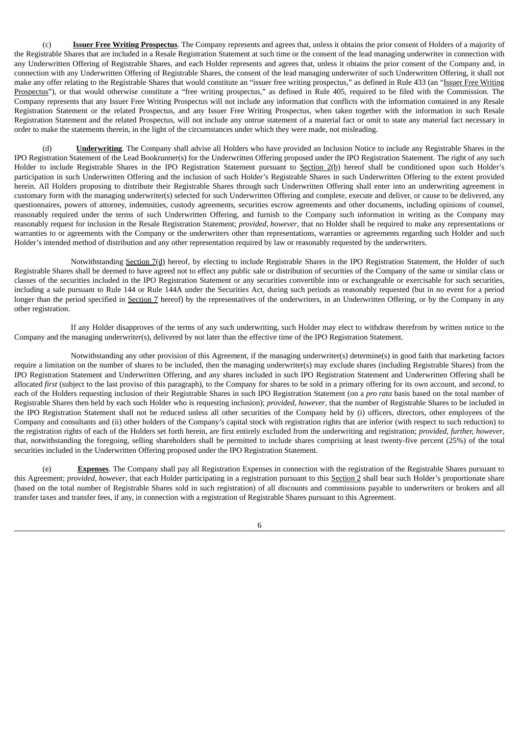(c) **Issuer Free Writing Prospectus**. The Company represents and agrees that, unless it obtains the prior consent of Holders of a majority of the Registrable Shares that are included in a Resale Registration Statement at such time or the consent of the lead managing underwriter in connection with any Underwritten Offering of Registrable Shares, and each Holder represents and agrees that, unless it obtains the prior consent of the Company and, in connection with any Underwritten Offering of Registrable Shares, the consent of the lead managing underwriter of such Underwritten Offering, it shall not make any offer relating to the Registrable Shares that would constitute an "issuer free writing prospectus," as defined in Rule 433 (an "Issuer Free Writing Prospectus"), or that would otherwise constitute a "free writing prospectus," as defined in Rule 405, required to be filed with the Commission. The Company represents that any Issuer Free Writing Prospectus will not include any information that conflicts with the information contained in any Resale Registration Statement or the related Prospectus, and any Issuer Free Writing Prospectus, when taken together with the information in such Resale Registration Statement and the related Prospectus, will not include any untrue statement of a material fact or omit to state any material fact necessary in order to make the statements therein, in the light of the circumstances under which they were made, not misleading.

(d) **Underwriting**. The Company shall advise all Holders who have provided an Inclusion Notice to include any Registrable Shares in the IPO Registration Statement of the Lead Bookrunner(s) for the Underwritten Offering proposed under the IPO Registration Statement. The right of any such Holder to include Registrable Shares in the IPO Registration Statement pursuant to Section 2(b) hereof shall be conditioned upon such Holder's participation in such Underwritten Offering and the inclusion of such Holder's Registrable Shares in such Underwritten Offering to the extent provided herein. All Holders proposing to distribute their Registrable Shares through such Underwritten Offering shall enter into an underwriting agreement in customary form with the managing underwriter(s) selected for such Underwritten Offering and complete, execute and deliver, or cause to be delivered, any questionnaires, powers of attorney, indemnities, custody agreements, securities escrow agreements and other documents, including opinions of counsel, reasonably required under the terms of such Underwritten Offering, and furnish to the Company such information in writing as the Company may reasonably request for inclusion in the Resale Registration Statement; *provided*, *however*, that no Holder shall be required to make any representations or warranties to or agreements with the Company or the underwriters other than representations, warranties or agreements regarding such Holder and such Holder's intended method of distribution and any other representation required by law or reasonably requested by the underwriters.

Notwithstanding Section 7(d) hereof, by electing to include Registrable Shares in the IPO Registration Statement, the Holder of such Registrable Shares shall be deemed to have agreed not to effect any public sale or distribution of securities of the Company of the same or similar class or classes of the securities included in the IPO Registration Statement or any securities convertible into or exchangeable or exercisable for such securities, including a sale pursuant to Rule 144 or Rule 144A under the Securities Act, during such periods as reasonably requested (but in no event for a period longer than the period specified in Section 7 hereof) by the representatives of the underwriters, in an Underwritten Offering, or by the Company in any other registration.

If any Holder disapproves of the terms of any such underwriting, such Holder may elect to withdraw therefrom by written notice to the Company and the managing underwriter(s), delivered by not later than the effective time of the IPO Registration Statement.

Notwithstanding any other provision of this Agreement, if the managing underwriter(s) determine(s) in good faith that marketing factors require a limitation on the number of shares to be included, then the managing underwriter(s) may exclude shares (including Registrable Shares) from the IPO Registration Statement and Underwritten Offering, and any shares included in such IPO Registration Statement and Underwritten Offering shall be allocated *first* (subject to the last proviso of this paragraph), to the Company for shares to be sold in a primary offering for its own account, and *second*, to each of the Holders requesting inclusion of their Registrable Shares in such IPO Registration Statement (on a *pro rata* basis based on the total number of Registrable Shares then held by each such Holder who is requesting inclusion); *provided*, *however*, that the number of Registrable Shares to be included in the IPO Registration Statement shall not be reduced unless all other securities of the Company held by (i) officers, directors, other employees of the Company and consultants and (ii) other holders of the Company's capital stock with registration rights that are inferior (with respect to such reduction) to the registration rights of each of the Holders set forth herein, are first entirely excluded from the underwriting and registration; *provided*, *further*, *however*, that, notwithstanding the foregoing, selling shareholders shall be permitted to include shares comprising at least twenty-five percent (25%) of the total securities included in the Underwritten Offering proposed under the IPO Registration Statement.

(e) **Expenses**. The Company shall pay all Registration Expenses in connection with the registration of the Registrable Shares pursuant to this Agreement; *provided*, *however*, that each Holder participating in a registration pursuant to this Section 2 shall bear such Holder's proportionate share (based on the total number of Registrable Shares sold in such registration) of all discounts and commissions payable to underwriters or brokers and all transfer taxes and transfer fees, if any, in connection with a registration of Registrable Shares pursuant to this Agreement.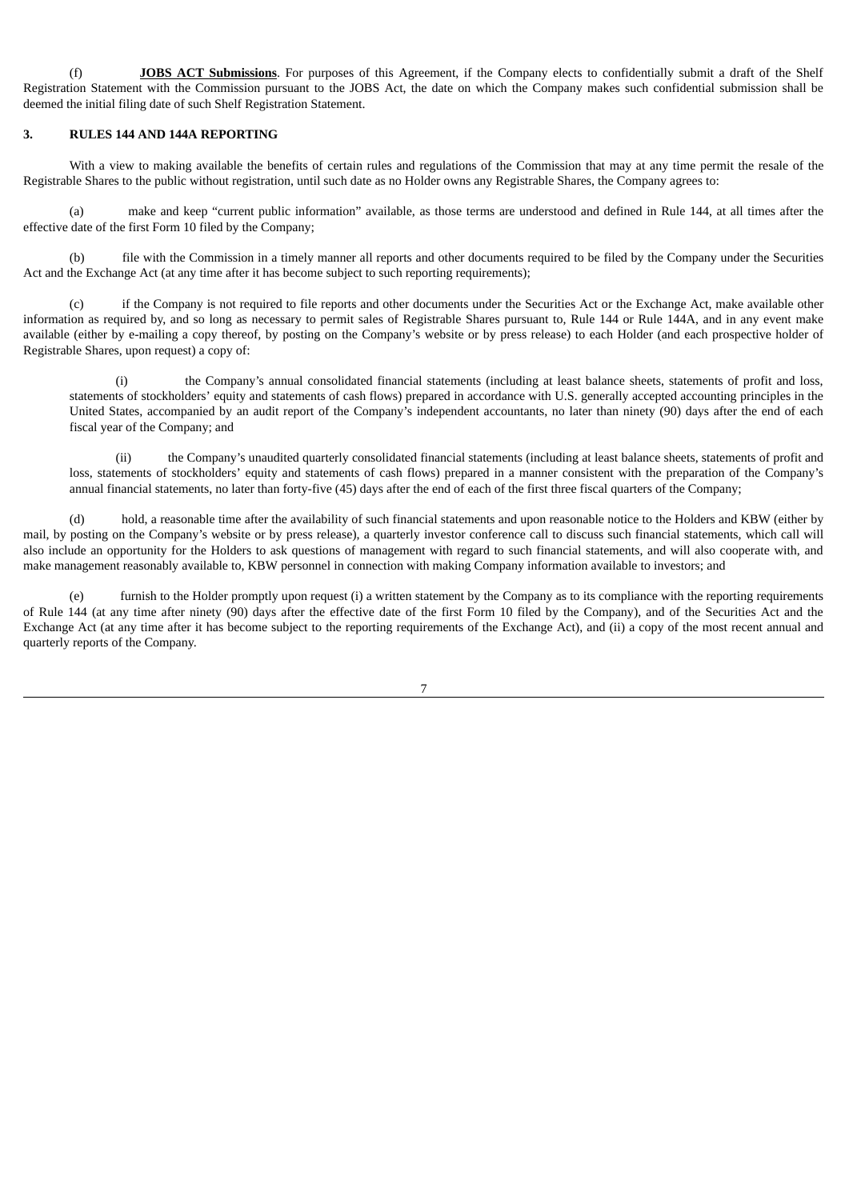(f) **JOBS ACT Submissions**. For purposes of this Agreement, if the Company elects to confidentially submit a draft of the Shelf Registration Statement with the Commission pursuant to the JOBS Act, the date on which the Company makes such confidential submission shall be deemed the initial filing date of such Shelf Registration Statement.

## 3. RULES 144 AND 144A REPORTING

With a view to making available the benefits of certain rules and regulations of the Commission that may at any time permit the resale of the Registrable Shares to the public without registration, until such date as no Holder owns any Registrable Shares, the Company agrees to:

(a) make and keep "current public information" available, as those terms are understood and defined in Rule 144, at all times after the effective date of the first Form 10 filed by the Company;

(b) file with the Commission in a timely manner all reports and other documents required to be filed by the Company under the Securities Act and the Exchange Act (at any time after it has become subject to such reporting requirements);

(c) if the Company is not required to file reports and other documents under the Securities Act or the Exchange Act, make available other information as required by, and so long as necessary to permit sales of Registrable Shares pursuant to, Rule 144 or Rule 144A, and in any event make available (either by e-mailing a copy thereof, by posting on the Company's website or by press release) to each Holder (and each prospective holder of Registrable Shares, upon request) a copy of:

(i) the Company's annual consolidated financial statements (including at least balance sheets, statements of profit and loss, statements of stockholders' equity and statements of cash flows) prepared in accordance with U.S. generally accepted accounting principles in the United States, accompanied by an audit report of the Company's independent accountants, no later than ninety (90) days after the end of each fiscal year of the Company; and

(ii) the Company's unaudited quarterly consolidated financial statements (including at least balance sheets, statements of profit and loss, statements of stockholders' equity and statements of cash flows) prepared in a manner consistent with the preparation of the Company's annual financial statements, no later than forty-five (45) days after the end of each of the first three fiscal quarters of the Company;

(d) hold, a reasonable time after the availability of such financial statements and upon reasonable notice to the Holders and KBW (either by mail, by posting on the Company's website or by press release), a quarterly investor conference call to discuss such financial statements, which call will also include an opportunity for the Holders to ask questions of management with regard to such financial statements, and will also cooperate with, and make management reasonably available to, KBW personnel in connection with making Company information available to investors; and

(e) furnish to the Holder promptly upon request (i) a written statement by the Company as to its compliance with the reporting requirements of Rule 144 (at any time after ninety (90) days after the effective date of the first Form 10 filed by the Company), and of the Securities Act and the Exchange Act (at any time after it has become subject to the reporting requirements of the Exchange Act), and (ii) a copy of the most recent annual and quarterly reports of the Company.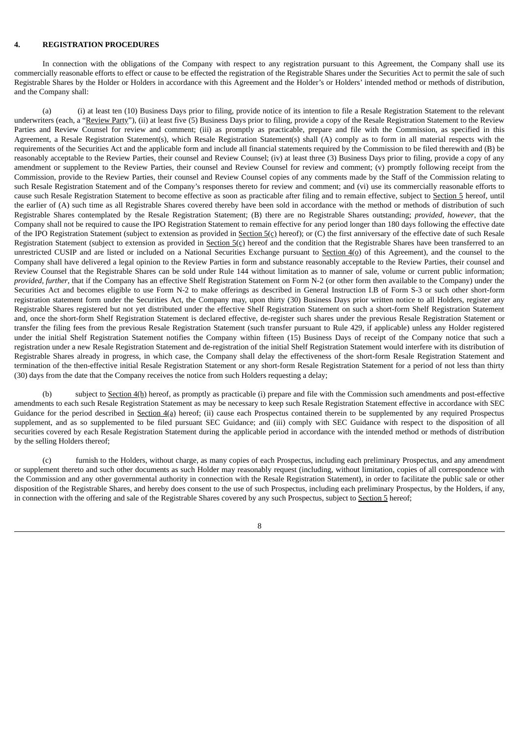## 4. REGISTRATION PROCEDURES

In connection with the obligations of the Company with respect to any registration pursuant to this Agreement, the Company shall use its commercially reasonable efforts to effect or cause to be effected the registration of the Registrable Shares under the Securities Act to permit the sale of such Registrable Shares by the Holder or Holders in accordance with this Agreement and the Holder's or Holders' intended method or methods of distribution, and the Company shall:

(a) (i) at least ten (10) Business Days prior to filing, provide notice of its intention to file a Resale Registration Statement to the relevant underwriters (each, a "Review Party"), (ii) at least five (5) Business Days prior to filing, provide a copy of the Resale Registration Statement to the Review Parties and Review Counsel for review and comment; (iii) as promptly as practicable, prepare and file with the Commission, as specified in this Agreement, a Resale Registration Statement(s), which Resale Registration Statement(s) shall (A) comply as to form in all material respects with the requirements of the Securities Act and the applicable form and include all financial statements required by the Commission to be filed therewith and (B) be reasonably acceptable to the Review Parties, their counsel and Review Counsel; (iv) at least three (3) Business Days prior to filing, provide a copy of any amendment or supplement to the Review Parties, their counsel and Review Counsel for review and comment; (v) promptly following receipt from the Commission, provide to the Review Parties, their counsel and Review Counsel copies of any comments made by the Staff of the Commission relating to such Resale Registration Statement and of the Company's responses thereto for review and comment; and (vi) use its commercially reasonable efforts to cause such Resale Registration Statement to become effective as soon as practicable after filing and to remain effective, subject to Section 5 hereof, until the earlier of (A) such time as all Registrable Shares covered thereby have been sold in accordance with the method or methods of distribution of such Registrable Shares contemplated by the Resale Registration Statement; (B) there are no Registrable Shares outstanding; *provided, however*, that the Company shall not be required to cause the IPO Registration Statement to remain effective for any period longer than 180 days following the effective date of the IPO Registration Statement (subject to extension as provided in Section 5(c) hereof); or (C) the first anniversary of the effective date of such Resale Registration Statement (subject to extension as provided in Section 5(c) hereof and the condition that the Registrable Shares have been transferred to an unrestricted CUSIP and are listed or included on a National Securities Exchange pursuant to Section 4(o) of this Agreement), and the counsel to the Company shall have delivered a legal opinion to the Review Parties in form and substance reasonably acceptable to the Review Parties, their counsel and Review Counsel that the Registrable Shares can be sold under Rule 144 without limitation as to manner of sale, volume or current public information; *provided, further*, that if the Company has an effective Shelf Registration Statement on Form N-2 (or other form then available to the Company) under the Securities Act and becomes eligible to use Form N-2 to make offerings as described in General Instruction I.B of Form S-3 or such other short-form registration statement form under the Securities Act, the Company may, upon thirty (30) Business Days prior written notice to all Holders, register any Registrable Shares registered but not yet distributed under the effective Shelf Registration Statement on such a short-form Shelf Registration Statement and, once the short-form Shelf Registration Statement is declared effective, de-register such shares under the previous Resale Registration Statement or transfer the filing fees from the previous Resale Registration Statement (such transfer pursuant to Rule 429, if applicable) unless any Holder registered under the initial Shelf Registration Statement notifies the Company within fifteen (15) Business Days of receipt of the Company notice that such a registration under a new Resale Registration Statement and de-registration of the initial Shelf Registration Statement would interfere with its distribution of Registrable Shares already in progress, in which case, the Company shall delay the effectiveness of the short-form Resale Registration Statement and termination of the then-effective initial Resale Registration Statement or any short-form Resale Registration Statement for a period of not less than thirty (30) days from the date that the Company receives the notice from such Holders requesting a delay;

(b) subject to Section 4(h) hereof, as promptly as practicable (i) prepare and file with the Commission such amendments and post-effective amendments to each such Resale Registration Statement as may be necessary to keep such Resale Registration Statement effective in accordance with SEC Guidance for the period described in Section 4(a) hereof; (ii) cause each Prospectus contained therein to be supplemented by any required Prospectus supplement, and as so supplemented to be filed pursuant SEC Guidance; and (iii) comply with SEC Guidance with respect to the disposition of all securities covered by each Resale Registration Statement during the applicable period in accordance with the intended method or methods of distribution by the selling Holders thereof;

(c) furnish to the Holders, without charge, as many copies of each Prospectus, including each preliminary Prospectus, and any amendment or supplement thereto and such other documents as such Holder may reasonably request (including, without limitation, copies of all correspondence with the Commission and any other governmental authority in connection with the Resale Registration Statement), in order to facilitate the public sale or other disposition of the Registrable Shares, and hereby does consent to the use of such Prospectus, including each preliminary Prospectus, by the Holders, if any, in connection with the offering and sale of the Registrable Shares covered by any such Prospectus, subject to Section 5 hereof;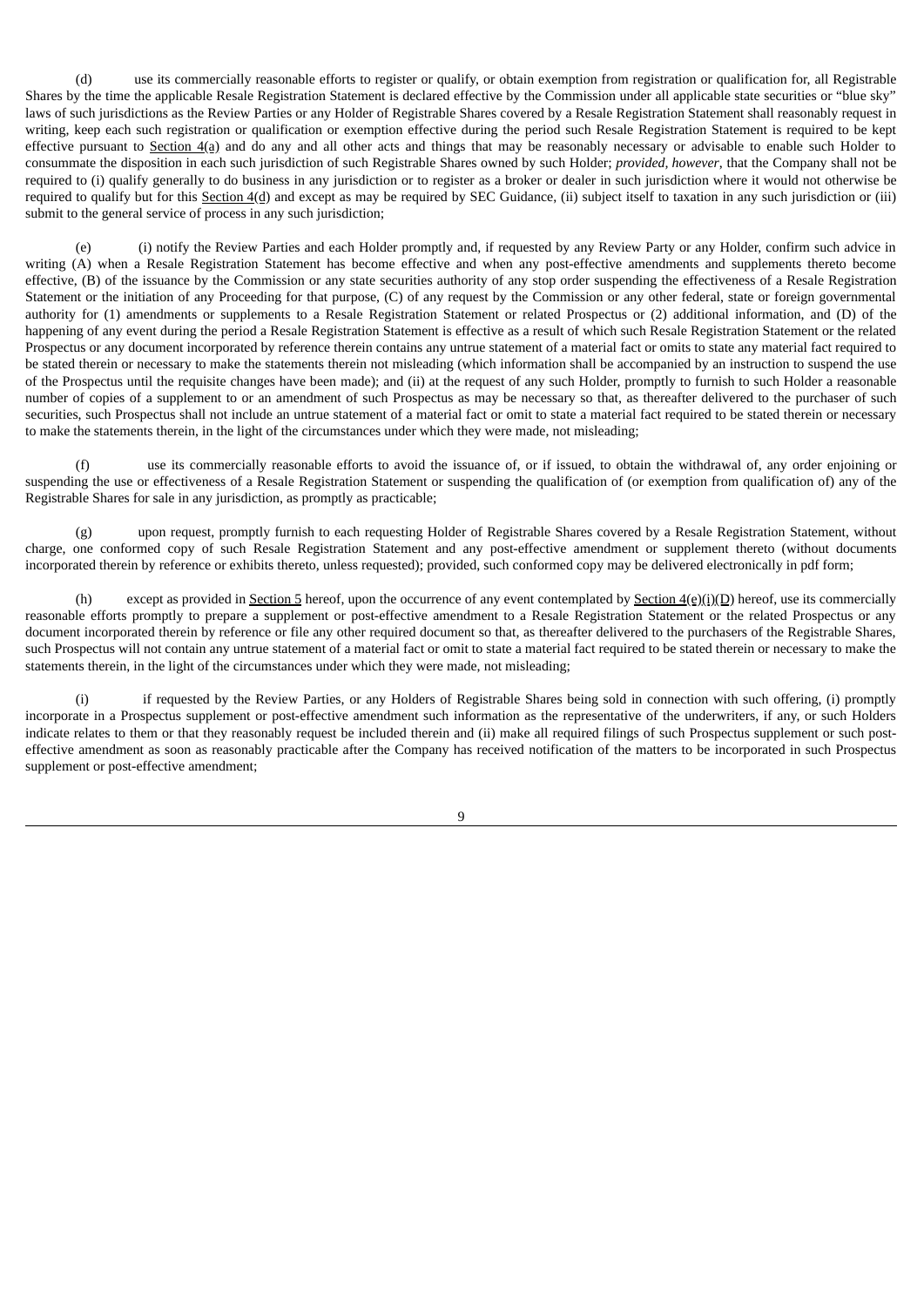(d) use its commercially reasonable efforts to register or qualify, or obtain exemption from registration or qualification for, all Registrable Shares by the time the applicable Resale Registration Statement is declared effective by the Commission under all applicable state securities or "blue sky" laws of such jurisdictions as the Review Parties or any Holder of Registrable Shares covered by a Resale Registration Statement shall reasonably request in writing, keep each such registration or qualification or exemption effective during the period such Resale Registration Statement is required to be kept effective pursuant to Section 4(a) and do any and all other acts and things that may be reasonably necessary or advisable to enable such Holder to consummate the disposition in each such jurisdiction of such Registrable Shares owned by such Holder; *provided, however*, that the Company shall not be required to (i) qualify generally to do business in any jurisdiction or to register as a broker or dealer in such jurisdiction where it would not otherwise be required to qualify but for this Section 4(d) and except as may be required by SEC Guidance, (ii) subject itself to taxation in any such jurisdiction or (iii) submit to the general service of process in any such jurisdiction;

(e) (i) notify the Review Parties and each Holder promptly and, if requested by any Review Party or any Holder, confirm such advice in writing (A) when a Resale Registration Statement has become effective and when any post-effective amendments and supplements thereto become effective, (B) of the issuance by the Commission or any state securities authority of any stop order suspending the effectiveness of a Resale Registration Statement or the initiation of any Proceeding for that purpose, (C) of any request by the Commission or any other federal, state or foreign governmental authority for (1) amendments or supplements to a Resale Registration Statement or related Prospectus or (2) additional information, and (D) of the happening of any event during the period a Resale Registration Statement is effective as a result of which such Resale Registration Statement or the related Prospectus or any document incorporated by reference therein contains any untrue statement of a material fact or omits to state any material fact required to be stated therein or necessary to make the statements therein not misleading (which information shall be accompanied by an instruction to suspend the use of the Prospectus until the requisite changes have been made); and (ii) at the request of any such Holder, promptly to furnish to such Holder a reasonable number of copies of a supplement to or an amendment of such Prospectus as may be necessary so that, as thereafter delivered to the purchaser of such securities, such Prospectus shall not include an untrue statement of a material fact or omit to state a material fact required to be stated therein or necessary to make the statements therein, in the light of the circumstances under which they were made, not misleading;

(f) use its commercially reasonable efforts to avoid the issuance of, or if issued, to obtain the withdrawal of, any order enjoining or suspending the use or effectiveness of a Resale Registration Statement or suspending the qualification of (or exemption from qualification of) any of the Registrable Shares for sale in any jurisdiction, as promptly as practicable;

(g) upon request, promptly furnish to each requesting Holder of Registrable Shares covered by a Resale Registration Statement, without charge, one conformed copy of such Resale Registration Statement and any post-effective amendment or supplement thereto (without documents incorporated therein by reference or exhibits thereto, unless requested); provided, such conformed copy may be delivered electronically in pdf form;

(h) except as provided in Section 5 hereof, upon the occurrence of any event contemplated by Section 4(e)(i)(D) hereof, use its commercially reasonable efforts promptly to prepare a supplement or post-effective amendment to a Resale Registration Statement or the related Prospectus or any document incorporated therein by reference or file any other required document so that, as thereafter delivered to the purchasers of the Registrable Shares, such Prospectus will not contain any untrue statement of a material fact or omit to state a material fact required to be stated therein or necessary to make the statements therein, in the light of the circumstances under which they were made, not misleading;

(i) if requested by the Review Parties, or any Holders of Registrable Shares being sold in connection with such offering, (i) promptly incorporate in a Prospectus supplement or post-effective amendment such information as the representative of the underwriters, if any, or such Holders indicate relates to them or that they reasonably request be included therein and (ii) make all required filings of such Prospectus supplement or such post-effective amendment as soon as reasonably practicable after the Company has received notification of the matters to be incorporated in such Prospectus supplement or post-effective amendment;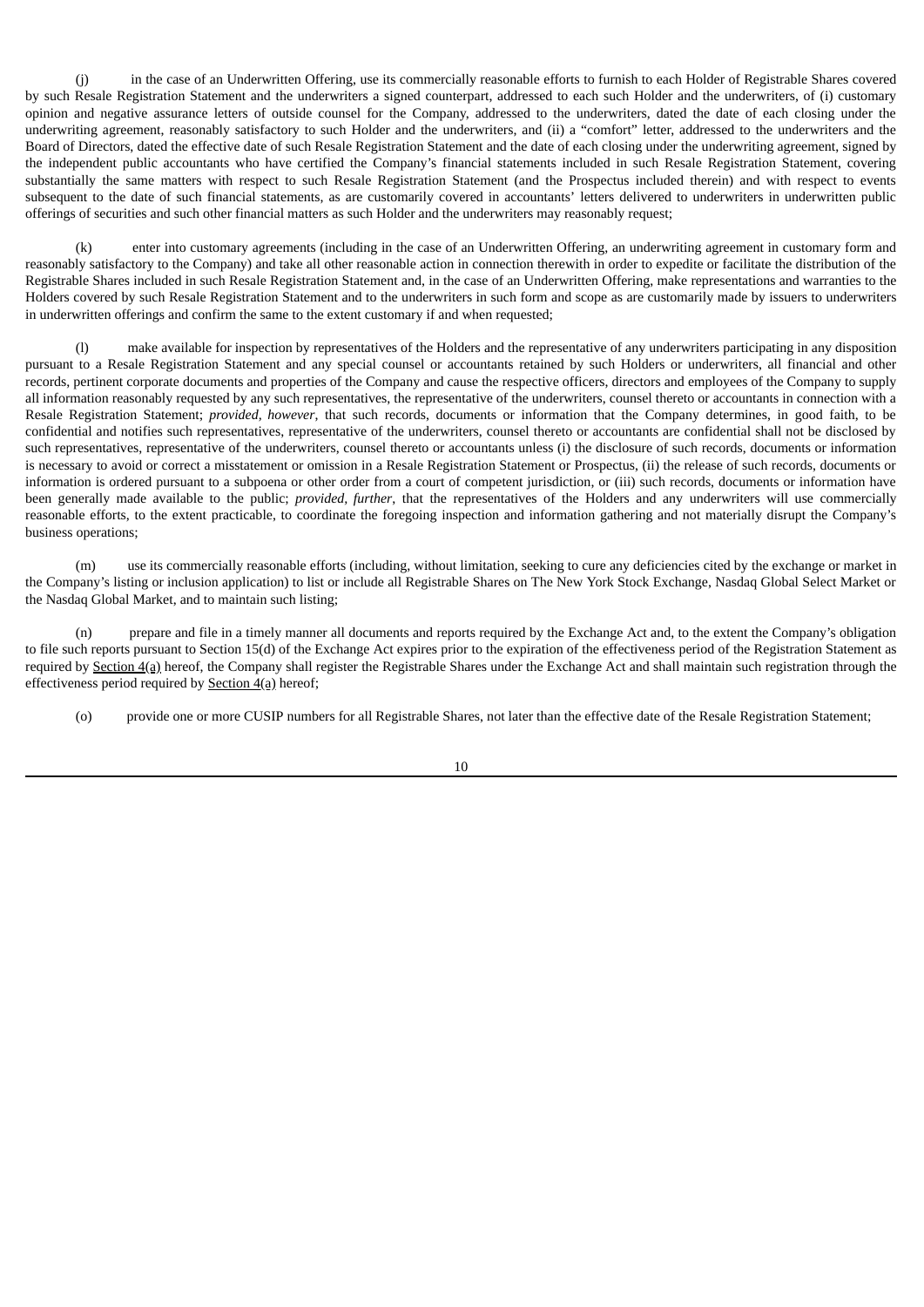(j) in the case of an Underwritten Offering, use its commercially reasonable efforts to furnish to each Holder of Registrable Shares covered by such Resale Registration Statement and the underwriters a signed counterpart, addressed to each such Holder and the underwriters, of (i) customary opinion and negative assurance letters of outside counsel for the Company, addressed to the underwriters, dated the date of each closing under the underwriting agreement, reasonably satisfactory to such Holder and the underwriters, and (ii) a "comfort" letter, addressed to the underwriters and the Board of Directors, dated the effective date of such Resale Registration Statement and the date of each closing under the underwriting agreement, signed by the independent public accountants who have certified the Company's financial statements included in such Resale Registration Statement, covering substantially the same matters with respect to such Resale Registration Statement (and the Prospectus included therein) and with respect to events subsequent to the date of such financial statements, as are customarily covered in accountants' letters delivered to underwriters in underwritten public offerings of securities and such other financial matters as such Holder and the underwriters may reasonably request;

(k) enter into customary agreements (including in the case of an Underwritten Offering, an underwriting agreement in customary form and reasonably satisfactory to the Company) and take all other reasonable action in connection therewith in order to expedite or facilitate the distribution of the Registrable Shares included in such Resale Registration Statement and, in the case of an Underwritten Offering, make representations and warranties to the Holders covered by such Resale Registration Statement and to the underwriters in such form and scope as are customarily made by issuers to underwriters in underwritten offerings and confirm the same to the extent customary if and when requested;

(l) make available for inspection by representatives of the Holders and the representative of any underwriters participating in any disposition pursuant to a Resale Registration Statement and any special counsel or accountants retained by such Holders or underwriters, all financial and other records, pertinent corporate documents and properties of the Company and cause the respective officers, directors and employees of the Company to supply all information reasonably requested by any such representatives, the representative of the underwriters, counsel thereto or accountants in connection with a Resale Registration Statement; *provided*, *however*, that such records, documents or information that the Company determines, in good faith, to be confidential and notifies such representatives, representative of the underwriters, counsel thereto or accountants are confidential shall not be disclosed by such representatives, representative of the underwriters, counsel thereto or accountants unless (i) the disclosure of such records, documents or information is necessary to avoid or correct a misstatement or omission in a Resale Registration Statement or Prospectus, (ii) the release of such records, documents or information is ordered pursuant to a subpoena or other order from a court of competent jurisdiction, or (iii) such records, documents or information have been generally made available to the public; *provided*, *further*, that the representatives of the Holders and any underwriters will use commercially reasonable efforts, to the extent practicable, to coordinate the foregoing inspection and information gathering and not materially disrupt the Company's business operations;

(m) use its commercially reasonable efforts (including, without limitation, seeking to cure any deficiencies cited by the exchange or market in the Company's listing or inclusion application) to list or include all Registrable Shares on The New York Stock Exchange, Nasdaq Global Select Market or the Nasdaq Global Market, and to maintain such listing;

(n) prepare and file in a timely manner all documents and reports required by the Exchange Act and, to the extent the Company's obligation to file such reports pursuant to Section 15(d) of the Exchange Act expires prior to the expiration of the effectiveness period of the Registration Statement as required by Section 4(a) hereof, the Company shall register the Registrable Shares under the Exchange Act and shall maintain such registration through the effectiveness period required by Section 4(a) hereof;

(o) provide one or more CUSIP numbers for all Registrable Shares, not later than the effective date of the Resale Registration Statement;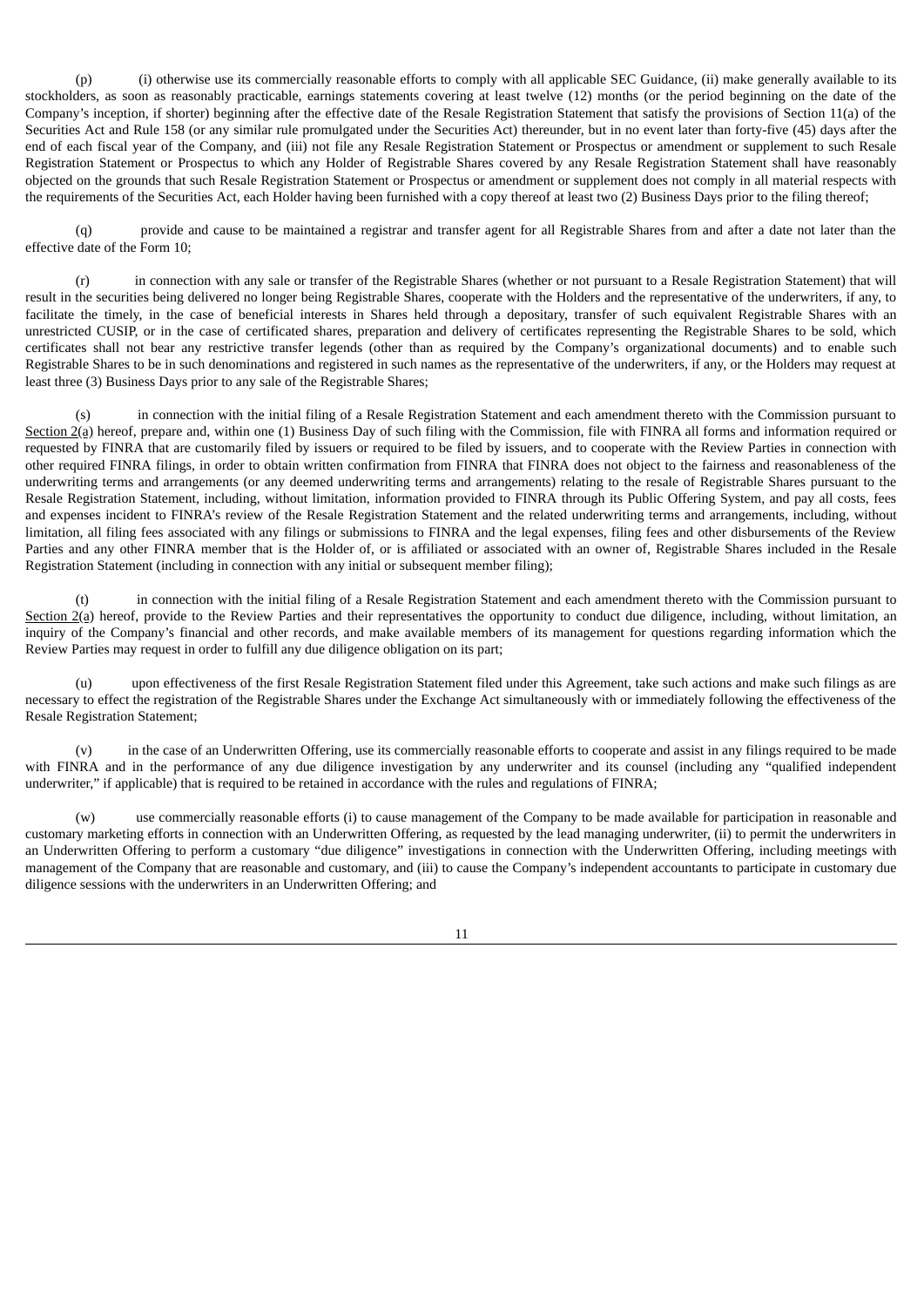(p) (i) otherwise use its commercially reasonable efforts to comply with all applicable SEC Guidance, (ii) make generally available to its stockholders, as soon as reasonably practicable, earnings statements covering at least twelve (12) months (or the period beginning on the date of the Company's inception, if shorter) beginning after the effective date of the Resale Registration Statement that satisfy the provisions of Section 11(a) of the Securities Act and Rule 158 (or any similar rule promulgated under the Securities Act) thereunder, but in no event later than forty-five (45) days after the end of each fiscal year of the Company, and (iii) not file any Resale Registration Statement or Prospectus or amendment or supplement to such Resale Registration Statement or Prospectus to which any Holder of Registrable Shares covered by any Resale Registration Statement shall have reasonably objected on the grounds that such Resale Registration Statement or Prospectus or amendment or supplement does not comply in all material respects with the requirements of the Securities Act, each Holder having been furnished with a copy thereof at least two (2) Business Days prior to the filing thereof;

(q) provide and cause to be maintained a registrar and transfer agent for all Registrable Shares from and after a date not later than the effective date of the Form 10;

(r) in connection with any sale or transfer of the Registrable Shares (whether or not pursuant to a Resale Registration Statement) that will result in the securities being delivered no longer being Registrable Shares, cooperate with the Holders and the representative of the underwriters, if any, to facilitate the timely, in the case of beneficial interests in Shares held through a depositary, transfer of such equivalent Registrable Shares with an unrestricted CUSIP, or in the case of certificated shares, preparation and delivery of certificates representing the Registrable Shares to be sold, which certificates shall not bear any restrictive transfer legends (other than as required by the Company's organizational documents) and to enable such Registrable Shares to be in such denominations and registered in such names as the representative of the underwriters, if any, or the Holders may request at least three (3) Business Days prior to any sale of the Registrable Shares;

(s) in connection with the initial filing of a Resale Registration Statement and each amendment thereto with the Commission pursuant to Section 2(a) hereof, prepare and, within one (1) Business Day of such filing with the Commission, file with FINRA all forms and information required or requested by FINRA that are customarily filed by issuers or required to be filed by issuers, and to cooperate with the Review Parties in connection with other required FINRA filings, in order to obtain written confirmation from FINRA that FINRA does not object to the fairness and reasonableness of the underwriting terms and arrangements (or any deemed underwriting terms and arrangements) relating to the resale of Registrable Shares pursuant to the Resale Registration Statement, including, without limitation, information provided to FINRA through its Public Offering System, and pay all costs, fees and expenses incident to FINRA's review of the Resale Registration Statement and the related underwriting terms and arrangements, including, without limitation, all filing fees associated with any filings or submissions to FINRA and the legal expenses, filing fees and other disbursements of the Review Parties and any other FINRA member that is the Holder of, or is affiliated or associated with an owner of, Registrable Shares included in the Resale Registration Statement (including in connection with any initial or subsequent member filing);

(t) in connection with the initial filing of a Resale Registration Statement and each amendment thereto with the Commission pursuant to Section 2(a) hereof, provide to the Review Parties and their representatives the opportunity to conduct due diligence, including, without limitation, an inquiry of the Company's financial and other records, and make available members of its management for questions regarding information which the Review Parties may request in order to fulfill any due diligence obligation on its part;

(u) upon effectiveness of the first Resale Registration Statement filed under this Agreement, take such actions and make such filings as are necessary to effect the registration of the Registrable Shares under the Exchange Act simultaneously with or immediately following the effectiveness of the Resale Registration Statement;

(v) in the case of an Underwritten Offering, use its commercially reasonable efforts to cooperate and assist in any filings required to be made with FINRA and in the performance of any due diligence investigation by any underwriter and its counsel (including any "qualified independent underwriter," if applicable) that is required to be retained in accordance with the rules and regulations of FINRA;

(w) use commercially reasonable efforts (i) to cause management of the Company to be made available for participation in reasonable and customary marketing efforts in connection with an Underwritten Offering, as requested by the lead managing underwriter, (ii) to permit the underwriters in an Underwritten Offering to perform a customary "due diligence" investigations in connection with the Underwritten Offering, including meetings with management of the Company that are reasonable and customary, and (iii) to cause the Company's independent accountants to participate in customary due diligence sessions with the underwriters in an Underwritten Offering; and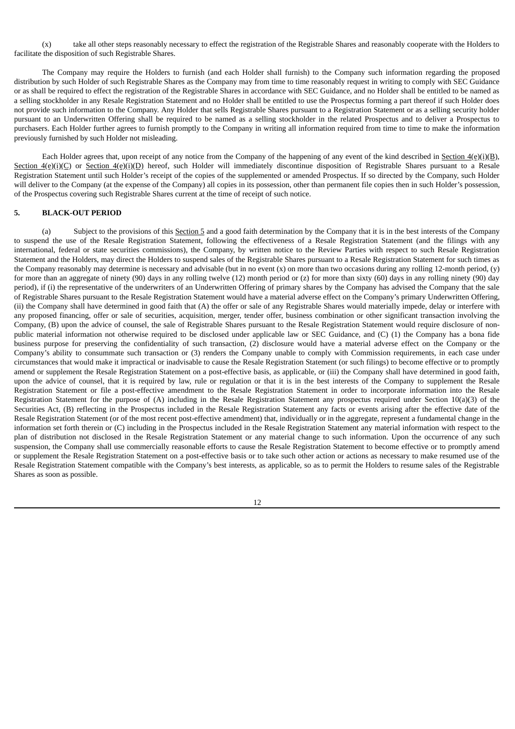(x) take all other steps reasonably necessary to effect the registration of the Registrable Shares and reasonably cooperate with the Holders to facilitate the disposition of such Registrable Shares.

The Company may require the Holders to furnish (and each Holder shall furnish) to the Company such information regarding the proposed distribution by such Holder of such Registrable Shares as the Company may from time to time reasonably request in writing to comply with SEC Guidance or as shall be required to effect the registration of the Registrable Shares in accordance with SEC Guidance, and no Holder shall be entitled to be named as a selling stockholder in any Resale Registration Statement and no Holder shall be entitled to use the Prospectus forming a part thereof if such Holder does not provide such information to the Company. Any Holder that sells Registrable Shares pursuant to a Registration Statement or as a selling security holder pursuant to an Underwritten Offering shall be required to be named as a selling stockholder in the related Prospectus and to deliver a Prospectus to purchasers. Each Holder further agrees to furnish promptly to the Company in writing all information required from time to time to make the information previously furnished by such Holder not misleading.

Each Holder agrees that, upon receipt of any notice from the Company of the happening of any event of the kind described in Section 4(e)(i)(B), Section 4(e)(i)(C) or Section 4(e)(i)(D) hereof, such Holder will immediately discontinue disposition of Registrable Shares pursuant to a Resale Registration Statement until such Holder's receipt of the copies of the supplemented or amended Prospectus. If so directed by the Company, such Holder will deliver to the Company (at the expense of the Company) all copies in its possession, other than permanent file copies then in such Holder's possession, of the Prospectus covering such Registrable Shares current at the time of receipt of such notice.

## 5. BLACK-OUT PERIOD

(a) Subject to the provisions of this Section 5 and a good faith determination by the Company that it is in the best interests of the Company to suspend the use of the Resale Registration Statement, following the effectiveness of a Resale Registration Statement (and the filings with any international, federal or state securities commissions), the Company, by written notice to the Review Parties with respect to such Resale Registration Statement and the Holders, may direct the Holders to suspend sales of the Registrable Shares pursuant to a Resale Registration Statement for such times as the Company reasonably may determine is necessary and advisable (but in no event (x) on more than two occasions during any rolling 12-month period, (y) for more than an aggregate of ninety (90) days in any rolling twelve (12) month period or (z) for more than sixty (60) days in any rolling ninety (90) day period), if (i) the representative of the underwriters of an Underwritten Offering of primary shares by the Company has advised the Company that the sale of Registrable Shares pursuant to the Resale Registration Statement would have a material adverse effect on the Company's primary Underwritten Offering, (ii) the Company shall have determined in good faith that (A) the offer or sale of any Registrable Shares would materially impede, delay or interfere with any proposed financing, offer or sale of securities, acquisition, merger, tender offer, business combination or other significant transaction involving the Company, (B) upon the advice of counsel, the sale of Registrable Shares pursuant to the Resale Registration Statement would require disclosure of non-public material information not otherwise required to be disclosed under applicable law or SEC Guidance, and (C) (1) the Company has a bona fide business purpose for preserving the confidentiality of such transaction, (2) disclosure would have a material adverse effect on the Company or the Company's ability to consummate such transaction or (3) renders the Company unable to comply with Commission requirements, in each case under circumstances that would make it impractical or inadvisable to cause the Resale Registration Statement (or such filings) to become effective or to promptly amend or supplement the Resale Registration Statement on a post-effective basis, as applicable, or (iii) the Company shall have determined in good faith, upon the advice of counsel, that it is required by law, rule or regulation or that it is in the best interests of the Company to supplement the Resale Registration Statement or file a post-effective amendment to the Resale Registration Statement in order to incorporate information into the Resale Registration Statement for the purpose of (A) including in the Resale Registration Statement any prospectus required under Section 10(a)(3) of the Securities Act, (B) reflecting in the Prospectus included in the Resale Registration Statement any facts or events arising after the effective date of the Resale Registration Statement (or of the most recent post-effective amendment) that, individually or in the aggregate, represent a fundamental change in the information set forth therein or (C) including in the Prospectus included in the Resale Registration Statement any material information with respect to the plan of distribution not disclosed in the Resale Registration Statement or any material change to such information. Upon the occurrence of any such suspension, the Company shall use commercially reasonable efforts to cause the Resale Registration Statement to become effective or to promptly amend or supplement the Resale Registration Statement on a post-effective basis or to take such other action or actions as necessary to make resumed use of the Resale Registration Statement compatible with the Company's best interests, as applicable, so as to permit the Holders to resume sales of the Registrable Shares as soon as possible.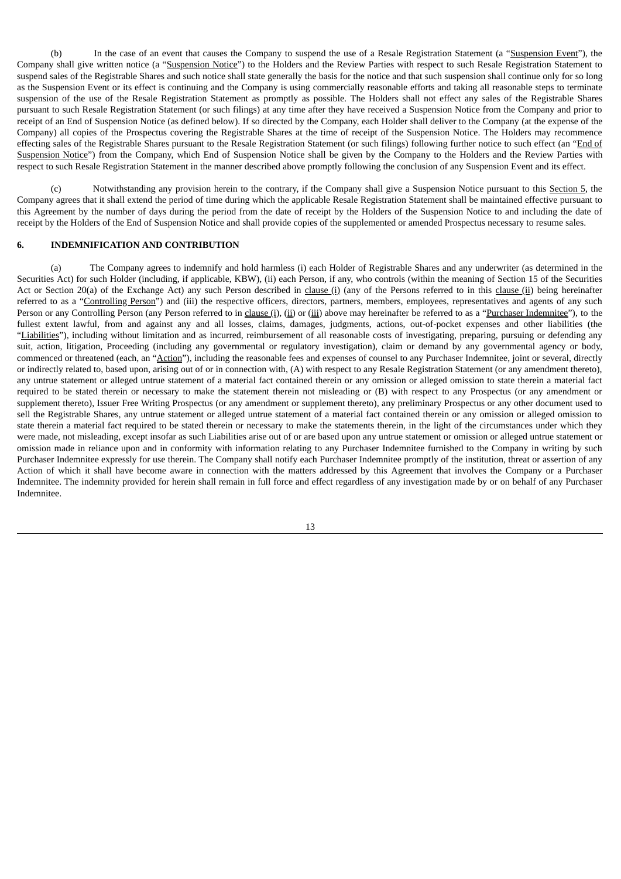(b) In the case of an event that causes the Company to suspend the use of a Resale Registration Statement (a "Suspension Event"), the Company shall give written notice (a "Suspension Notice") to the Holders and the Review Parties with respect to such Resale Registration Statement to suspend sales of the Registrable Shares and such notice shall state generally the basis for the notice and that such suspension shall continue only for so long as the Suspension Event or its effect is continuing and the Company is using commercially reasonable efforts and taking all reasonable steps to terminate suspension of the use of the Resale Registration Statement as promptly as possible. The Holders shall not effect any sales of the Registrable Shares pursuant to such Resale Registration Statement (or such filings) at any time after they have received a Suspension Notice from the Company and prior to receipt of an End of Suspension Notice (as defined below). If so directed by the Company, each Holder shall deliver to the Company (at the expense of the Company) all copies of the Prospectus covering the Registrable Shares at the time of receipt of the Suspension Notice. The Holders may recommence effecting sales of the Registrable Shares pursuant to the Resale Registration Statement (or such filings) following further notice to such effect (an "End of Suspension Notice") from the Company, which End of Suspension Notice shall be given by the Company to the Holders and the Review Parties with respect to such Resale Registration Statement in the manner described above promptly following the conclusion of any Suspension Event and its effect.

(c) Notwithstanding any provision herein to the contrary, if the Company shall give a Suspension Notice pursuant to this Section 5, the Company agrees that it shall extend the period of time during which the applicable Resale Registration Statement shall be maintained effective pursuant to this Agreement by the number of days during the period from the date of receipt by the Holders of the Suspension Notice to and including the date of receipt by the Holders of the End of Suspension Notice and shall provide copies of the supplemented or amended Prospectus necessary to resume sales.

## 6. INDEMNIFICATION AND CONTRIBUTION

(a) The Company agrees to indemnify and hold harmless (i) each Holder of Registrable Shares and any underwriter (as determined in the Securities Act) for such Holder (including, if applicable, KBW), (ii) each Person, if any, who controls (within the meaning of Section 15 of the Securities Act or Section 20(a) of the Exchange Act) any such Person described in clause (i) (any of the Persons referred to in this clause (ii) being hereinafter referred to as a "Controlling Person") and (iii) the respective officers, directors, partners, members, employees, representatives and agents of any such Person or any Controlling Person (any Person referred to in clause (i), (ii) or (iii) above may hereinafter be referred to as a "Purchaser Indemnitee"), to the fullest extent lawful, from and against any and all losses, claims, damages, judgments, actions, out-of-pocket expenses and other liabilities (the "Liabilities"), including without limitation and as incurred, reimbursement of all reasonable costs of investigating, preparing, pursuing or defending any suit, action, litigation, Proceeding (including any governmental or regulatory investigation), claim or demand by any governmental agency or body, commenced or threatened (each, an "Action"), including the reasonable fees and expenses of counsel to any Purchaser Indemnitee, joint or several, directly or indirectly related to, based upon, arising out of or in connection with, (A) with respect to any Resale Registration Statement (or any amendment thereto), any untrue statement or alleged untrue statement of a material fact contained therein or any omission or alleged omission to state therein a material fact required to be stated therein or necessary to make the statement therein not misleading or (B) with respect to any Prospectus (or any amendment or supplement thereto), Issuer Free Writing Prospectus (or any amendment or supplement thereto), any preliminary Prospectus or any other document used to sell the Registrable Shares, any untrue statement or alleged untrue statement of a material fact contained therein or any omission or alleged omission to state therein a material fact required to be stated therein or necessary to make the statements therein, in the light of the circumstances under which they were made, not misleading, except insofar as such Liabilities arise out of or are based upon any untrue statement or omission or alleged untrue statement or omission made in reliance upon and in conformity with information relating to any Purchaser Indemnitee furnished to the Company in writing by such Purchaser Indemnitee expressly for use therein. The Company shall notify each Purchaser Indemnitee promptly of the institution, threat or assertion of any Action of which it shall have become aware in connection with the matters addressed by this Agreement that involves the Company or a Purchaser Indemnitee. The indemnity provided for herein shall remain in full force and effect regardless of any investigation made by or on behalf of any Purchaser Indemnitee.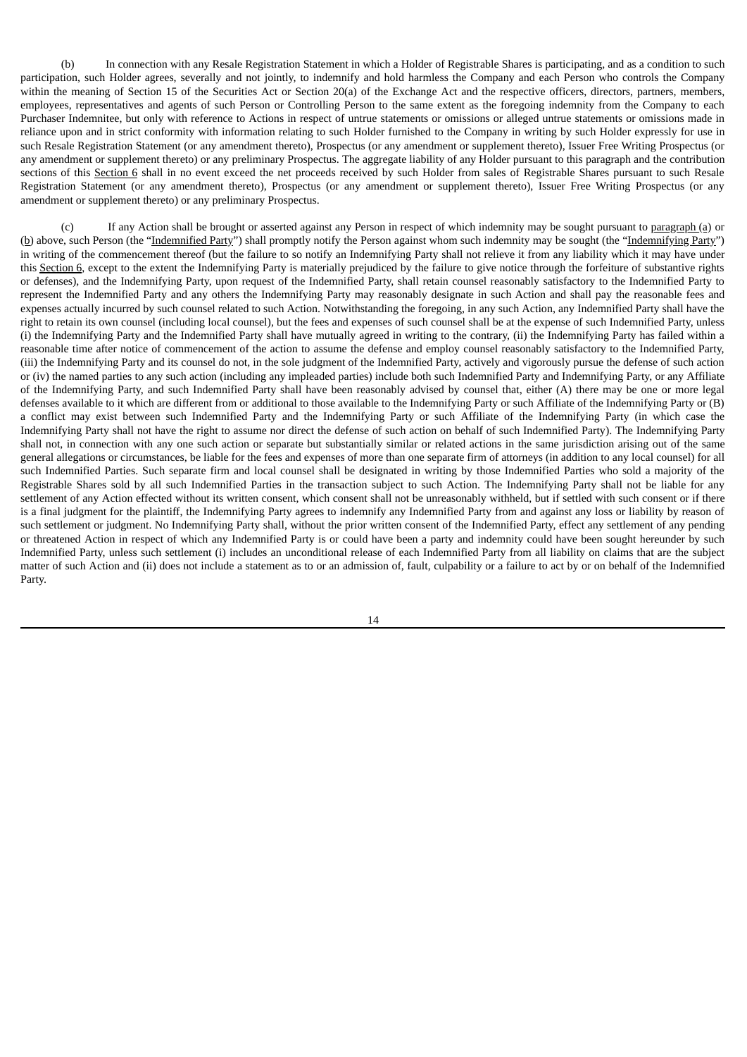(b) In connection with any Resale Registration Statement in which a Holder of Registrable Shares is participating, and as a condition to such participation, such Holder agrees, severally and not jointly, to indemnify and hold harmless the Company and each Person who controls the Company within the meaning of Section 15 of the Securities Act or Section 20(a) of the Exchange Act and the respective officers, directors, partners, members, employees, representatives and agents of such Person or Controlling Person to the same extent as the foregoing indemnity from the Company to each Purchaser Indemnitee, but only with reference to Actions in respect of untrue statements or omissions or alleged untrue statements or omissions made in reliance upon and in strict conformity with information relating to such Holder furnished to the Company in writing by such Holder expressly for use in such Resale Registration Statement (or any amendment thereto), Prospectus (or any amendment or supplement thereto), Issuer Free Writing Prospectus (or any amendment or supplement thereto) or any preliminary Prospectus. The aggregate liability of any Holder pursuant to this paragraph and the contribution sections of this Section 6 shall in no event exceed the net proceeds received by such Holder from sales of Registrable Shares pursuant to such Resale Registration Statement (or any amendment thereto), Prospectus (or any amendment or supplement thereto), Issuer Free Writing Prospectus (or any amendment or supplement thereto) or any preliminary Prospectus.

(c) If any Action shall be brought or asserted against any Person in respect of which indemnity may be sought pursuant to paragraph (a) or (b) above, such Person (the "Indemnified Party") shall promptly notify the Person against whom such indemnity may be sought (the "Indemnifying Party") in writing of the commencement thereof (but the failure to so notify an Indemnifying Party shall not relieve it from any liability which it may have under this Section 6, except to the extent the Indemnifying Party is materially prejudiced by the failure to give notice through the forfeiture of substantive rights or defenses), and the Indemnifying Party, upon request of the Indemnified Party, shall retain counsel reasonably satisfactory to the Indemnified Party to represent the Indemnified Party and any others the Indemnifying Party may reasonably designate in such Action and shall pay the reasonable fees and expenses actually incurred by such counsel related to such Action. Notwithstanding the foregoing, in any such Action, any Indemnified Party shall have the right to retain its own counsel (including local counsel), but the fees and expenses of such counsel shall be at the expense of such Indemnified Party, unless (i) the Indemnifying Party and the Indemnified Party shall have mutually agreed in writing to the contrary, (ii) the Indemnifying Party has failed within a reasonable time after notice of commencement of the action to assume the defense and employ counsel reasonably satisfactory to the Indemnified Party, (iii) the Indemnifying Party and its counsel do not, in the sole judgment of the Indemnified Party, actively and vigorously pursue the defense of such action or (iv) the named parties to any such action (including any impleaded parties) include both such Indemnified Party and Indemnifying Party, or any Affiliate of the Indemnifying Party, and such Indemnified Party shall have been reasonably advised by counsel that, either (A) there may be one or more legal defenses available to it which are different from or additional to those available to the Indemnifying Party or such Affiliate of the Indemnifying Party or (B) a conflict may exist between such Indemnified Party and the Indemnifying Party or such Affiliate of the Indemnifying Party (in which case the Indemnifying Party shall not have the right to assume nor direct the defense of such action on behalf of such Indemnified Party). The Indemnifying Party shall not, in connection with any one such action or separate but substantially similar or related actions in the same jurisdiction arising out of the same general allegations or circumstances, be liable for the fees and expenses of more than one separate firm of attorneys (in addition to any local counsel) for all such Indemnified Parties. Such separate firm and local counsel shall be designated in writing by those Indemnified Parties who sold a majority of the Registrable Shares sold by all such Indemnified Parties in the transaction subject to such Action. The Indemnifying Party shall not be liable for any settlement of any Action effected without its written consent, which consent shall not be unreasonably withheld, but if settled with such consent or if there is a final judgment for the plaintiff, the Indemnifying Party agrees to indemnify any Indemnified Party from and against any loss or liability by reason of such settlement or judgment. No Indemnifying Party shall, without the prior written consent of the Indemnified Party, effect any settlement of any pending or threatened Action in respect of which any Indemnified Party is or could have been a party and indemnity could have been sought hereunder by such Indemnified Party, unless such settlement (i) includes an unconditional release of each Indemnified Party from all liability on claims that are the subject matter of such Action and (ii) does not include a statement as to or an admission of, fault, culpability or a failure to act by or on behalf of the Indemnified Party.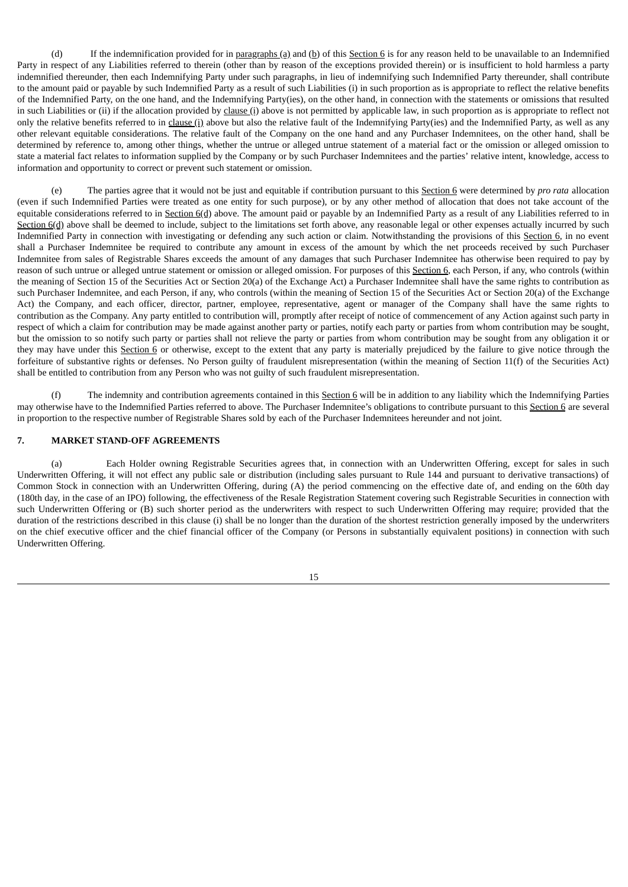(d) If the indemnification provided for in paragraphs (a) and (b) of this Section 6 is for any reason held to be unavailable to an Indemnified Party in respect of any Liabilities referred to therein (other than by reason of the exceptions provided therein) or is insufficient to hold harmless a party indemnified thereunder, then each Indemnifying Party under such paragraphs, in lieu of indemnifying such Indemnified Party thereunder, shall contribute to the amount paid or payable by such Indemnified Party as a result of such Liabilities (i) in such proportion as is appropriate to reflect the relative benefits of the Indemnified Party, on the one hand, and the Indemnifying Party(ies), on the other hand, in connection with the statements or omissions that resulted in such Liabilities or (ii) if the allocation provided by clause (i) above is not permitted by applicable law, in such proportion as is appropriate to reflect not only the relative benefits referred to in clause (i) above but also the relative fault of the Indemnifying Party(ies) and the Indemnified Party, as well as any other relevant equitable considerations. The relative fault of the Company on the one hand and any Purchaser Indemnitees, on the other hand, shall be determined by reference to, among other things, whether the untrue or alleged untrue statement of a material fact or the omission or alleged omission to state a material fact relates to information supplied by the Company or by such Purchaser Indemnitees and the parties' relative intent, knowledge, access to information and opportunity to correct or prevent such statement or omission.

(e) The parties agree that it would not be just and equitable if contribution pursuant to this Section 6 were determined by *pro rata* allocation (even if such Indemnified Parties were treated as one entity for such purpose), or by any other method of allocation that does not take account of the equitable considerations referred to in Section 6(d) above. The amount paid or payable by an Indemnified Party as a result of any Liabilities referred to in Section 6(d) above shall be deemed to include, subject to the limitations set forth above, any reasonable legal or other expenses actually incurred by such Indemnified Party in connection with investigating or defending any such action or claim. Notwithstanding the provisions of this Section 6, in no event shall a Purchaser Indemnitee be required to contribute any amount in excess of the amount by which the net proceeds received by such Purchaser Indemnitee from sales of Registrable Shares exceeds the amount of any damages that such Purchaser Indemnitee has otherwise been required to pay by reason of such untrue or alleged untrue statement or omission or alleged omission. For purposes of this Section 6, each Person, if any, who controls (within the meaning of Section 15 of the Securities Act or Section 20(a) of the Exchange Act) a Purchaser Indemnitee shall have the same rights to contribution as such Purchaser Indemnitee, and each Person, if any, who controls (within the meaning of Section 15 of the Securities Act or Section 20(a) of the Exchange Act) the Company, and each officer, director, partner, employee, representative, agent or manager of the Company shall have the same rights to contribution as the Company. Any party entitled to contribution will, promptly after receipt of notice of commencement of any Action against such party in respect of which a claim for contribution may be made against another party or parties, notify each party or parties from whom contribution may be sought, but the omission to so notify such party or parties shall not relieve the party or parties from whom contribution may be sought from any obligation it or they may have under this Section 6 or otherwise, except to the extent that any party is materially prejudiced by the failure to give notice through the forfeiture of substantive rights or defenses. No Person guilty of fraudulent misrepresentation (within the meaning of Section 11(f) of the Securities Act) shall be entitled to contribution from any Person who was not guilty of such fraudulent misrepresentation.

(f) The indemnity and contribution agreements contained in this Section 6 will be in addition to any liability which the Indemnifying Parties may otherwise have to the Indemnified Parties referred to above. The Purchaser Indemnitee's obligations to contribute pursuant to this Section 6 are several in proportion to the respective number of Registrable Shares sold by each of the Purchaser Indemnitees hereunder and not joint.

## 7. MARKET STAND-OFF AGREEMENTS

(a) Each Holder owning Registrable Securities agrees that, in connection with an Underwritten Offering, except for sales in such Underwritten Offering, it will not effect any public sale or distribution (including sales pursuant to Rule 144 and pursuant to derivative transactions) of Common Stock in connection with an Underwritten Offering, during (A) the period commencing on the effective date of, and ending on the 60th day (180th day, in the case of an IPO) following, the effectiveness of the Resale Registration Statement covering such Registrable Securities in connection with such Underwritten Offering or (B) such shorter period as the underwriters with respect to such Underwritten Offering may require; provided that the duration of the restrictions described in this clause (i) shall be no longer than the duration of the shortest restriction generally imposed by the underwriters on the chief executive officer and the chief financial officer of the Company (or Persons in substantially equivalent positions) in connection with such Underwritten Offering.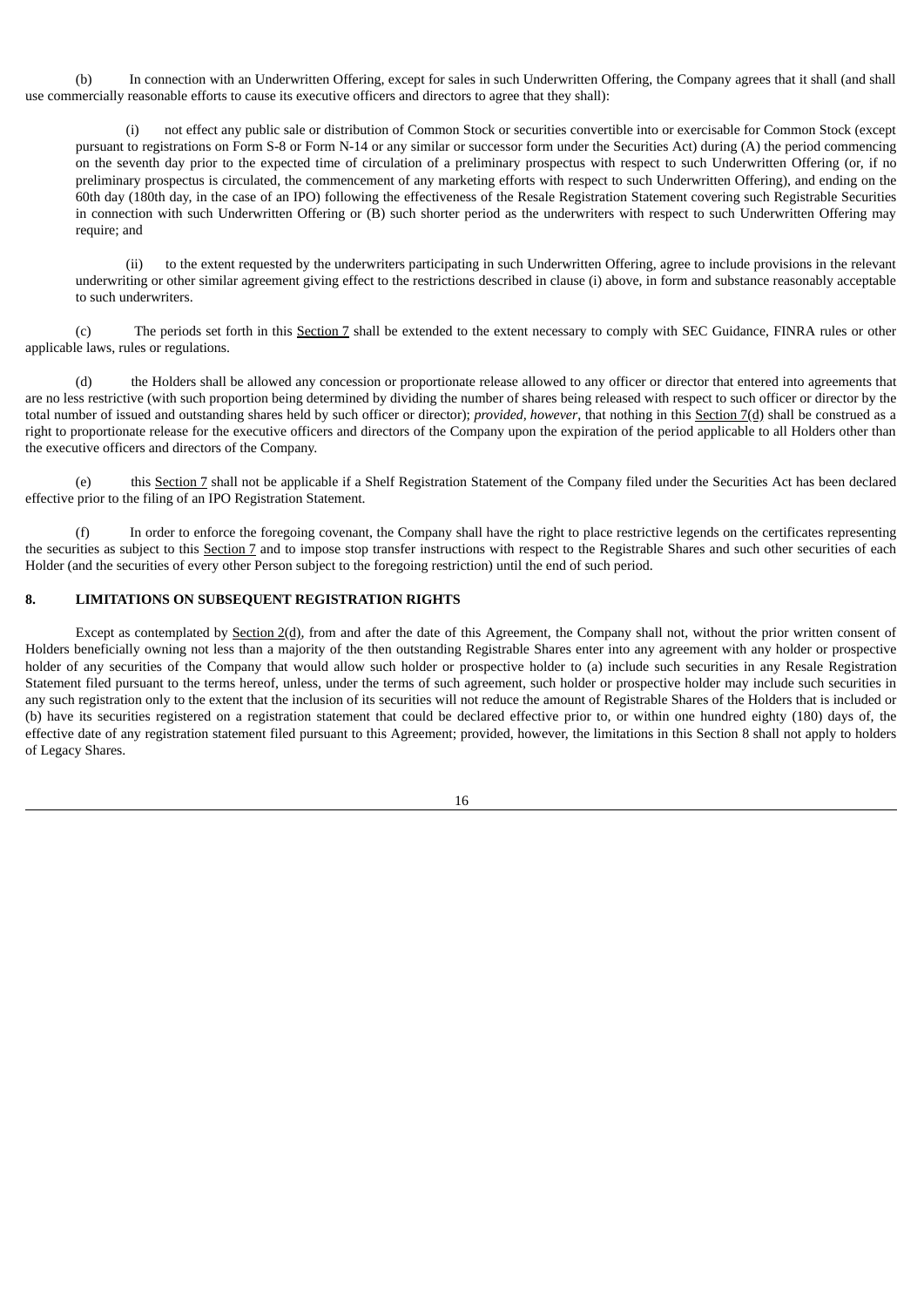(b) In connection with an Underwritten Offering, except for sales in such Underwritten Offering, the Company agrees that it shall (and shall use commercially reasonable efforts to cause its executive officers and directors to agree that they shall):

(i) not effect any public sale or distribution of Common Stock or securities convertible into or exercisable for Common Stock (except pursuant to registrations on Form S-8 or Form N-14 or any similar or successor form under the Securities Act) during (A) the period commencing on the seventh day prior to the expected time of circulation of a preliminary prospectus with respect to such Underwritten Offering (or, if no preliminary prospectus is circulated, the commencement of any marketing efforts with respect to such Underwritten Offering), and ending on the 60th day (180th day, in the case of an IPO) following the effectiveness of the Resale Registration Statement covering such Registrable Securities in connection with such Underwritten Offering or (B) such shorter period as the underwriters with respect to such Underwritten Offering may require; and

(ii) to the extent requested by the underwriters participating in such Underwritten Offering, agree to include provisions in the relevant underwriting or other similar agreement giving effect to the restrictions described in clause (i) above, in form and substance reasonably acceptable to such underwriters.

(c) The periods set forth in this Section 7 shall be extended to the extent necessary to comply with SEC Guidance, FINRA rules or other applicable laws, rules or regulations.

(d) the Holders shall be allowed any concession or proportionate release allowed to any officer or director that entered into agreements that are no less restrictive (with such proportion being determined by dividing the number of shares being released with respect to such officer or director by the total number of issued and outstanding shares held by such officer or director); *provided, however*, that nothing in this Section 7(d) shall be construed as a right to proportionate release for the executive officers and directors of the Company upon the expiration of the period applicable to all Holders other than the executive officers and directors of the Company.

(e) this Section 7 shall not be applicable if a Shelf Registration Statement of the Company filed under the Securities Act has been declared effective prior to the filing of an IPO Registration Statement.

(f) In order to enforce the foregoing covenant, the Company shall have the right to place restrictive legends on the certificates representing the securities as subject to this Section 7 and to impose stop transfer instructions with respect to the Registrable Shares and such other securities of each Holder (and the securities of every other Person subject to the foregoing restriction) until the end of such period.

## 8. LIMITATIONS ON SUBSEQUENT REGISTRATION RIGHTS

Except as contemplated by Section 2(d), from and after the date of this Agreement, the Company shall not, without the prior written consent of Holders beneficially owning not less than a majority of the then outstanding Registrable Shares enter into any agreement with any holder or prospective holder of any securities of the Company that would allow such holder or prospective holder to (a) include such securities in any Resale Registration Statement filed pursuant to the terms hereof, unless, under the terms of such agreement, such holder or prospective holder may include such securities in any such registration only to the extent that the inclusion of its securities will not reduce the amount of Registrable Shares of the Holders that is included or (b) have its securities registered on a registration statement that could be declared effective prior to, or within one hundred eighty (180) days of, the effective date of any registration statement filed pursuant to this Agreement; provided, however, the limitations in this Section 8 shall not apply to holders of Legacy Shares.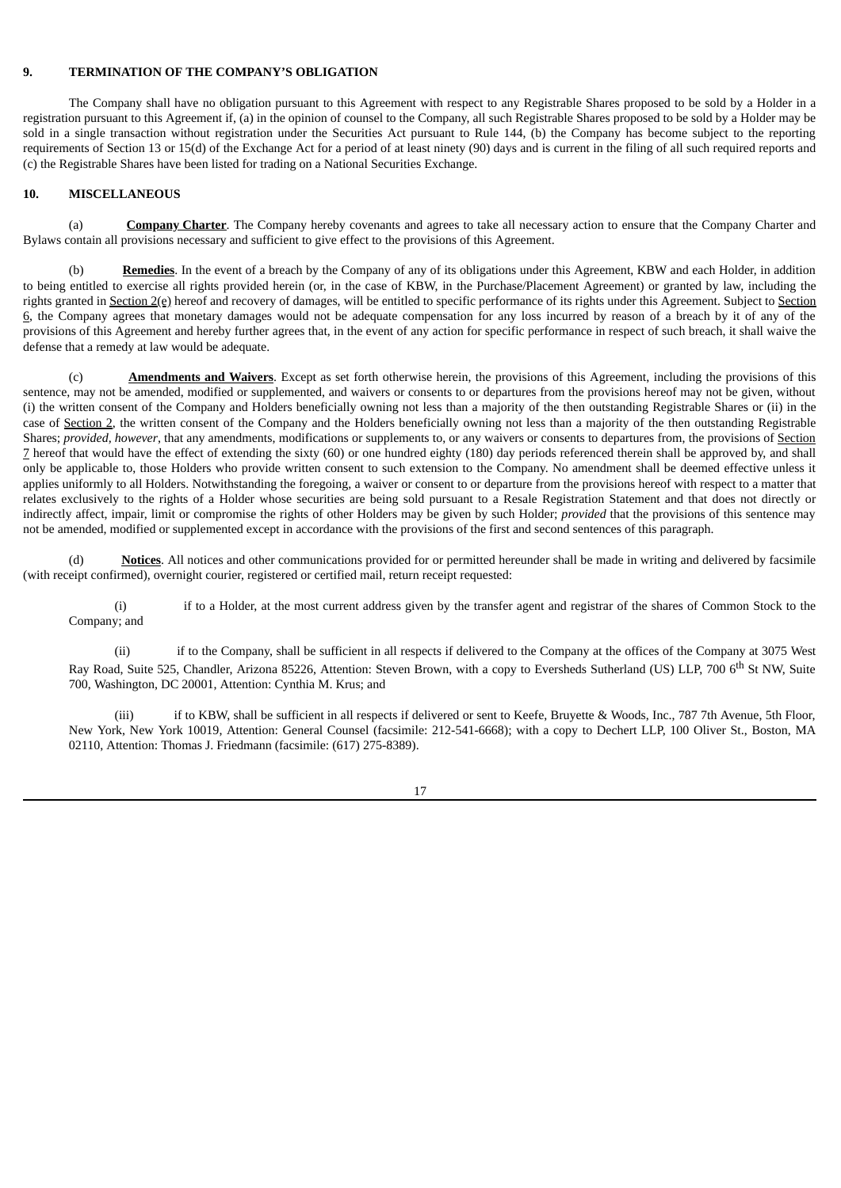**9. TERMINATION OF THE COMPANY'S OBLIGATION**

The Company shall have no obligation pursuant to this Agreement with respect to any Registrable Shares proposed to be sold by a Holder in a registration pursuant to this Agreement if, (a) in the opinion of counsel to the Company, all such Registrable Shares proposed to be sold by a Holder may be sold in a single transaction without registration under the Securities Act pursuant to Rule 144, (b) the Company has become subject to the reporting requirements of Section 13 or 15(d) of the Exchange Act for a period of at least ninety (90) days and is current in the filing of all such required reports and (c) the Registrable Shares have been listed for trading on a National Securities Exchange.

**10. MISCELLANEOUS**

(a) **Company Charter**. The Company hereby covenants and agrees to take all necessary action to ensure that the Company Charter and Bylaws contain all provisions necessary and sufficient to give effect to the provisions of this Agreement.

(b) **Remedies**. In the event of a breach by the Company of any of its obligations under this Agreement, KBW and each Holder, in addition to being entitled to exercise all rights provided herein (or, in the case of KBW, in the Purchase/Placement Agreement) or granted by law, including the rights granted in Section 2(e) hereof and recovery of damages, will be entitled to specific performance of its rights under this Agreement. Subject to Section 6, the Company agrees that monetary damages would not be adequate compensation for any loss incurred by reason of a breach by it of any of the provisions of this Agreement and hereby further agrees that, in the event of any action for specific performance in respect of such breach, it shall waive the defense that a remedy at law would be adequate.

(c) **Amendments and Waivers**. Except as set forth otherwise herein, the provisions of this Agreement, including the provisions of this sentence, may not be amended, modified or supplemented, and waivers or consents to or departures from the provisions hereof may not be given, without (i) the written consent of the Company and Holders beneficially owning not less than a majority of the then outstanding Registrable Shares or (ii) in the case of Section 2, the written consent of the Company and the Holders beneficially owning not less than a majority of the then outstanding Registrable Shares; *provided*, *however*, that any amendments, modifications or supplements to, or any waivers or consents to departures from, the provisions of Section 7 hereof that would have the effect of extending the sixty (60) or one hundred eighty (180) day periods referenced therein shall be approved by, and shall only be applicable to, those Holders who provide written consent to such extension to the Company. No amendment shall be deemed effective unless it applies uniformly to all Holders. Notwithstanding the foregoing, a waiver or consent to or departure from the provisions hereof with respect to a matter that relates exclusively to the rights of a Holder whose securities are being sold pursuant to a Resale Registration Statement and that does not directly or indirectly affect, impair, limit or compromise the rights of other Holders may be given by such Holder; *provided* that the provisions of this sentence may not be amended, modified or supplemented except in accordance with the provisions of the first and second sentences of this paragraph.

(d) **Notices**. All notices and other communications provided for or permitted hereunder shall be made in writing and delivered by facsimile (with receipt confirmed), overnight courier, registered or certified mail, return receipt requested:

(i) if to a Holder, at the most current address given by the transfer agent and registrar of the shares of Common Stock to the Company; and

(ii) if to the Company, shall be sufficient in all respects if delivered to the Company at the offices of the Company at 3075 West Ray Road, Suite 525, Chandler, Arizona 85226, Attention: Steven Brown, with a copy to Eversheds Sutherland (US) LLP, 700 6th St NW, Suite 700, Washington, DC 20001, Attention: Cynthia M. Krus; and

(iii) if to KBW, shall be sufficient in all respects if delivered or sent to Keefe, Bruyette & Woods, Inc., 787 7th Avenue, 5th Floor, New York, New York 10019, Attention: General Counsel (facsimile: 212-541-6668); with a copy to Dechert LLP, 100 Oliver St., Boston, MA 02110, Attention: Thomas J. Friedmann (facsimile: (617) 275-8389).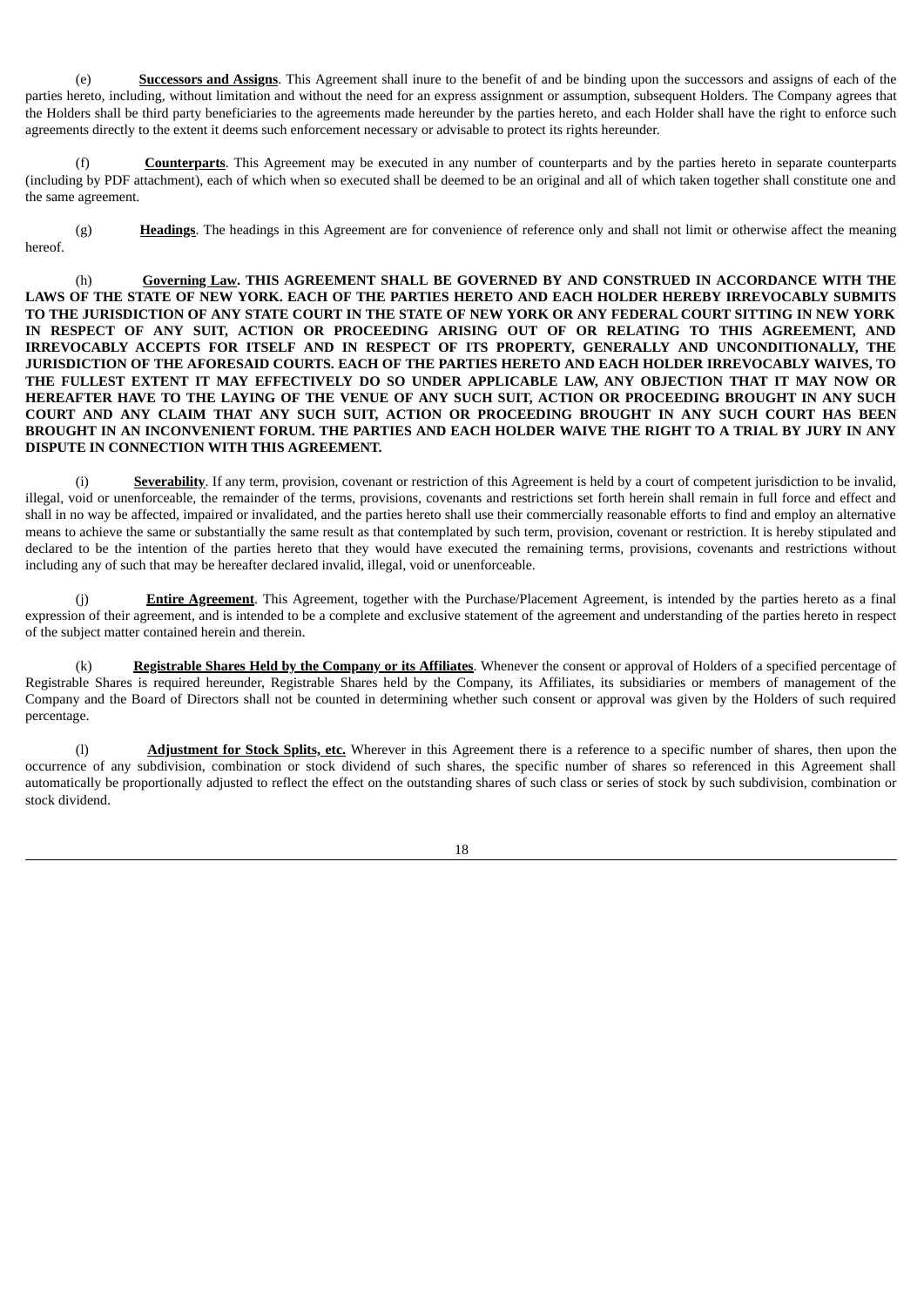(e) **Successors and Assigns**. This Agreement shall inure to the benefit of and be binding upon the successors and assigns of each of the parties hereto, including, without limitation and without the need for an express assignment or assumption, subsequent Holders. The Company agrees that the Holders shall be third party beneficiaries to the agreements made hereunder by the parties hereto, and each Holder shall have the right to enforce such agreements directly to the extent it deems such enforcement necessary or advisable to protect its rights hereunder.

(f) **Counterparts**. This Agreement may be executed in any number of counterparts and by the parties hereto in separate counterparts (including by PDF attachment), each of which when so executed shall be deemed to be an original and all of which taken together shall constitute one and the same agreement.

(g) **Headings**. The headings in this Agreement are for convenience of reference only and shall not limit or otherwise affect the meaning hereof.

(h) **Governing Law. THIS AGREEMENT SHALL BE GOVERNED BY AND CONSTRUED IN ACCORDANCE WITH THE LAWS OF THE STATE OF NEW YORK. EACH OF THE PARTIES HERETO AND EACH HOLDER HEREBY IRREVOCABLY SUBMITS TO THE JURISDICTION OF ANY STATE COURT IN THE STATE OF NEW YORK OR ANY FEDERAL COURT SITTING IN NEW YORK IN RESPECT OF ANY SUIT, ACTION OR PROCEEDING ARISING OUT OF OR RELATING TO THIS AGREEMENT, AND IRREVOCABLY ACCEPTS FOR ITSELF AND IN RESPECT OF ITS PROPERTY, GENERALLY AND UNCONDITIONALLY, THE JURISDICTION OF THE AFORESAID COURTS. EACH OF THE PARTIES HERETO AND EACH HOLDER IRREVOCABLY WAIVES, TO THE FULLEST EXTENT IT MAY EFFECTIVELY DO SO UNDER APPLICABLE LAW, ANY OBJECTION THAT IT MAY NOW OR HEREAFTER HAVE TO THE LAYING OF THE VENUE OF ANY SUCH SUIT, ACTION OR PROCEEDING BROUGHT IN ANY SUCH COURT AND ANY CLAIM THAT ANY SUCH SUIT, ACTION OR PROCEEDING BROUGHT IN ANY SUCH COURT HAS BEEN BROUGHT IN AN INCONVENIENT FORUM. THE PARTIES AND EACH HOLDER WAIVE THE RIGHT TO A TRIAL BY JURY IN ANY DISPUTE IN CONNECTION WITH THIS AGREEMENT.**

(i) **Severability**. If any term, provision, covenant or restriction of this Agreement is held by a court of competent jurisdiction to be invalid, illegal, void or unenforceable, the remainder of the terms, provisions, covenants and restrictions set forth herein shall remain in full force and effect and shall in no way be affected, impaired or invalidated, and the parties hereto shall use their commercially reasonable efforts to find and employ an alternative means to achieve the same or substantially the same result as that contemplated by such term, provision, covenant or restriction. It is hereby stipulated and declared to be the intention of the parties hereto that they would have executed the remaining terms, provisions, covenants and restrictions without including any of such that may be hereafter declared invalid, illegal, void or unenforceable.

(j) **Entire Agreement**. This Agreement, together with the Purchase/Placement Agreement, is intended by the parties hereto as a final expression of their agreement, and is intended to be a complete and exclusive statement of the agreement and understanding of the parties hereto in respect of the subject matter contained herein and therein.

(k) **Registrable Shares Held by the Company or its Affiliates**. Whenever the consent or approval of Holders of a specified percentage of Registrable Shares is required hereunder, Registrable Shares held by the Company, its Affiliates, its subsidiaries or members of management of the Company and the Board of Directors shall not be counted in determining whether such consent or approval was given by the Holders of such required percentage.

(l) **Adjustment for Stock Splits, etc.** Wherever in this Agreement there is a reference to a specific number of shares, then upon the occurrence of any subdivision, combination or stock dividend of such shares, the specific number of shares so referenced in this Agreement shall automatically be proportionally adjusted to reflect the effect on the outstanding shares of such class or series of stock by such subdivision, combination or stock dividend.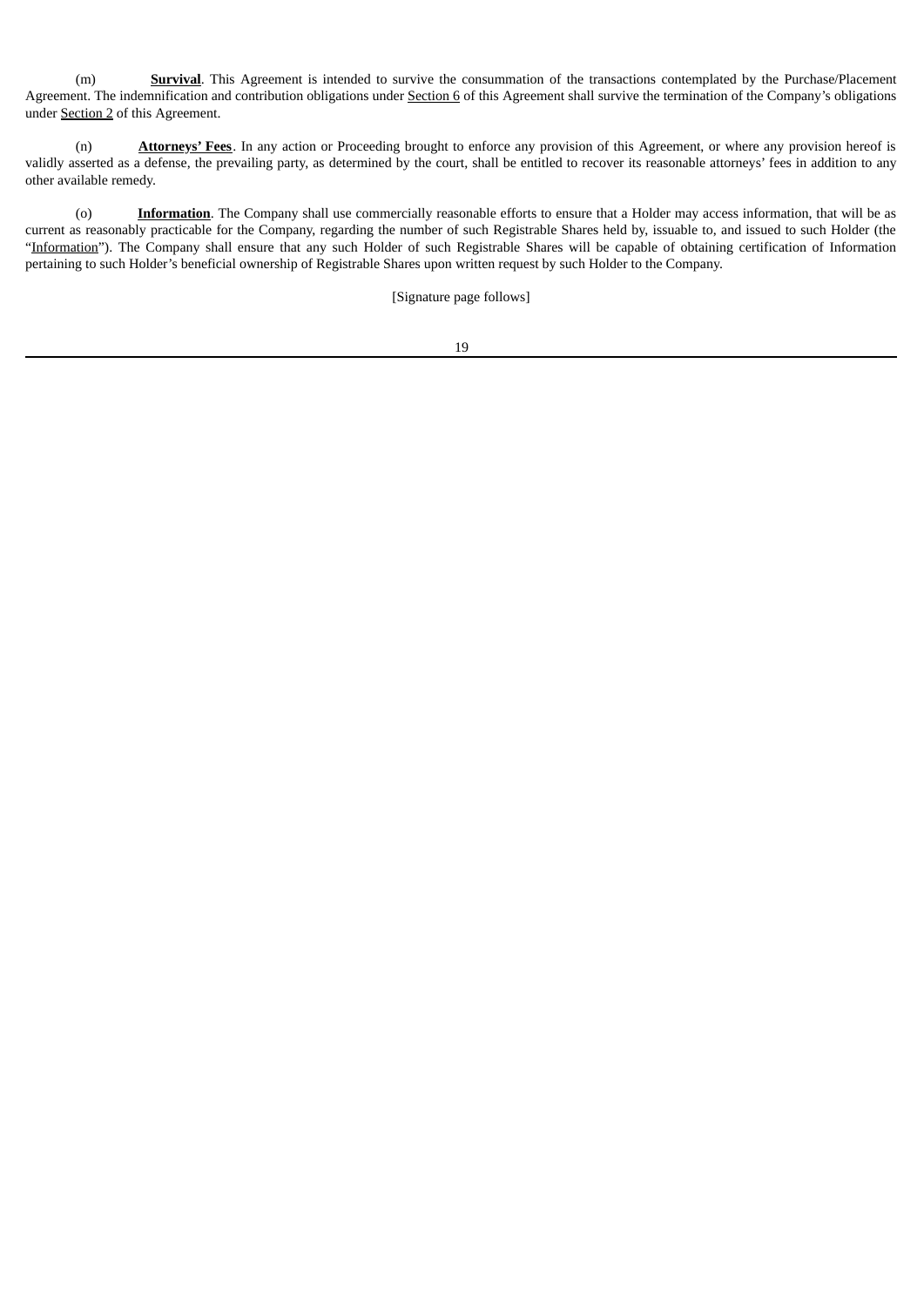(m) **Survival**. This Agreement is intended to survive the consummation of the transactions contemplated by the Purchase/Placement Agreement. The indemnification and contribution obligations under Section 6 of this Agreement shall survive the termination of the Company's obligations under Section 2 of this Agreement.

(n) **Attorneys' Fees**. In any action or Proceeding brought to enforce any provision of this Agreement, or where any provision hereof is validly asserted as a defense, the prevailing party, as determined by the court, shall be entitled to recover its reasonable attorneys' fees in addition to any other available remedy.

(o) **Information**. The Company shall use commercially reasonable efforts to ensure that a Holder may access information, that will be as current as reasonably practicable for the Company, regarding the number of such Registrable Shares held by, issuable to, and issued to such Holder (the "Information"). The Company shall ensure that any such Holder of such Registrable Shares will be capable of obtaining certification of Information pertaining to such Holder's beneficial ownership of Registrable Shares upon written request by such Holder to the Company.

[Signature page follows]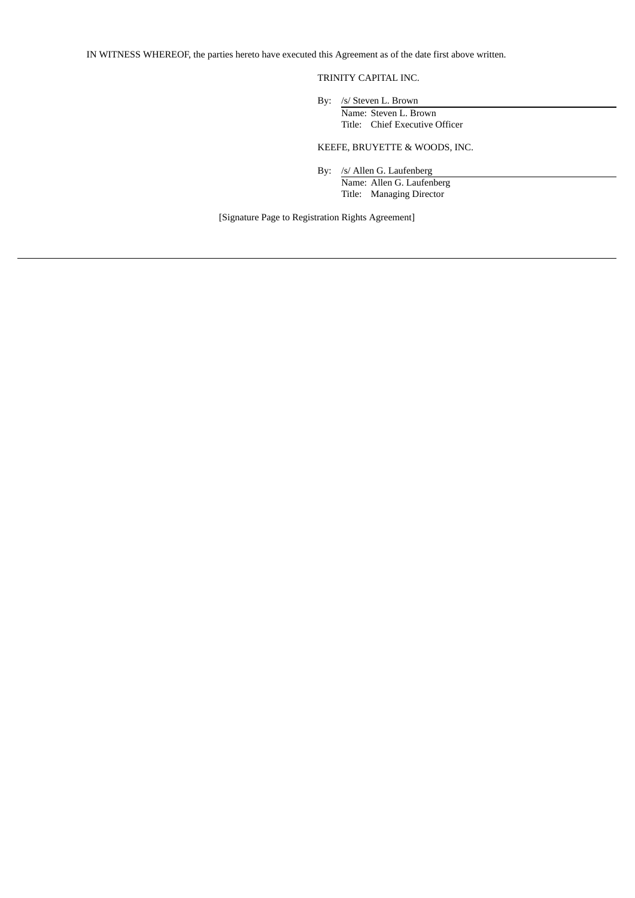IN WITNESS WHEREOF, the parties hereto have executed this Agreement as of the date first above written.

TRINITY CAPITAL INC.

By: /s/ Steven L. Brown
Name: Steven L. Brown
Title: Chief Executive Officer

KEEFE, BRUYETTE & WOODS, INC.

By: /s/ Allen G. Laufenberg
Name: Allen G. Laufenberg
Title: Managing Director

[Signature Page to Registration Rights Agreement]